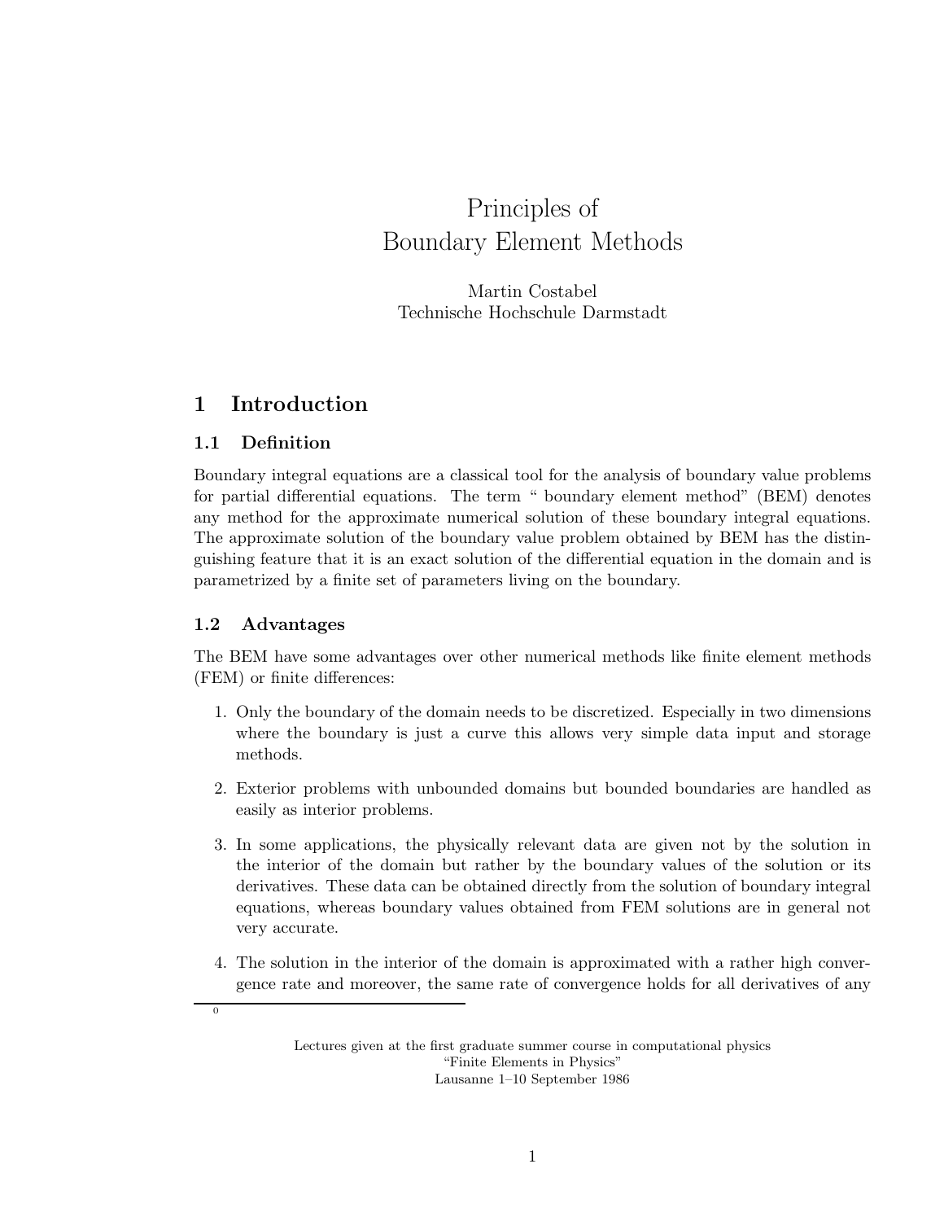# Principles of Boundary Element Methods

Martin Costabel
Technische Hochschule Darmstadt

## 1 Introduction

### 1.1 Definition

Boundary integral equations are a classical tool for the analysis of boundary value problems for partial differential equations. The term " boundary element method" (BEM) denotes any method for the approximate numerical solution of these boundary integral equations. The approximate solution of the boundary value problem obtained by BEM has the distinguishing feature that it is an exact solution of the differential equation in the domain and is parametrized by a finite set of parameters living on the boundary.

### 1.2 Advantages

The BEM have some advantages over other numerical methods like finite element methods (FEM) or finite differences:

1. Only the boundary of the domain needs to be discretized. Especially in two dimensions where the boundary is just a curve this allows very simple data input and storage methods.

2. Exterior problems with unbounded domains but bounded boundaries are handled as easily as interior problems.

3. In some applications, the physically relevant data are given not by the solution in the interior of the domain but rather by the boundary values of the solution or its derivatives. These data can be obtained directly from the solution of boundary integral equations, whereas boundary values obtained from FEM solutions are in general not very accurate.

4. The solution in the interior of the domain is approximated with a rather high convergence rate and moreover, the same rate of convergence holds for all derivatives of any

[0]

Lectures given at the first graduate summer course in computational physics
"Finite Elements in Physics"
Lausanne 1–10 September 1986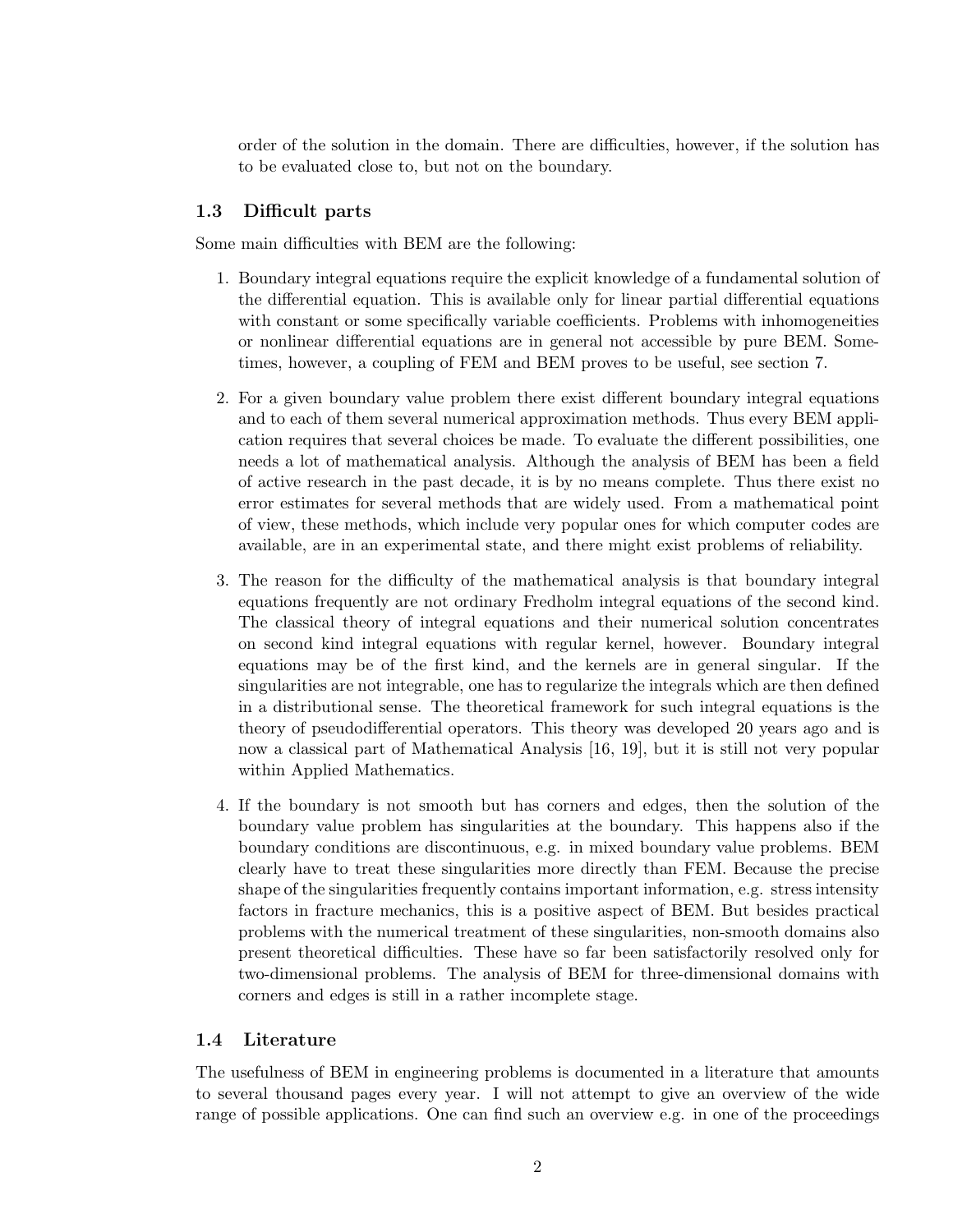order of the solution in the domain. There are difficulties, however, if the solution has to be evaluated close to, but not on the boundary.

### 1.3 Difficult parts

Some main difficulties with BEM are the following:

1. Boundary integral equations require the explicit knowledge of a fundamental solution of the differential equation. This is available only for linear partial differential equations with constant or some specifically variable coefficients. Problems with inhomogeneities or nonlinear differential equations are in general not accessible by pure BEM. Sometimes, however, a coupling of FEM and BEM proves to be useful, see section 7.

2. For a given boundary value problem there exist different boundary integral equations and to each of them several numerical approximation methods. Thus every BEM application requires that several choices be made. To evaluate the different possibilities, one needs a lot of mathematical analysis. Although the analysis of BEM has been a field of active research in the past decade, it is by no means complete. Thus there exist no error estimates for several methods that are widely used. From a mathematical point of view, these methods, which include very popular ones for which computer codes are available, are in an experimental state, and there might exist problems of reliability.

3. The reason for the difficulty of the mathematical analysis is that boundary integral equations frequently are not ordinary Fredholm integral equations of the second kind. The classical theory of integral equations and their numerical solution concentrates on second kind integral equations with regular kernel, however. Boundary integral equations may be of the first kind, and the kernels are in general singular. If the singularities are not integrable, one has to regularize the integrals which are then defined in a distributional sense. The theoretical framework for such integral equations is the theory of pseudodifferential operators. This theory was developed 20 years ago and is now a classical part of Mathematical Analysis [16, 19], but it is still not very popular within Applied Mathematics.

4. If the boundary is not smooth but has corners and edges, then the solution of the boundary value problem has singularities at the boundary. This happens also if the boundary conditions are discontinuous, e.g. in mixed boundary value problems. BEM clearly have to treat these singularities more directly than FEM. Because the precise shape of the singularities frequently contains important information, e.g. stress intensity factors in fracture mechanics, this is a positive aspect of BEM. But besides practical problems with the numerical treatment of these singularities, non-smooth domains also present theoretical difficulties. These have so far been satisfactorily resolved only for two-dimensional problems. The analysis of BEM for three-dimensional domains with corners and edges is still in a rather incomplete stage.

### 1.4 Literature

The usefulness of BEM in engineering problems is documented in a literature that amounts to several thousand pages every year. I will not attempt to give an overview of the wide range of possible applications. One can find such an overview e.g. in one of the proceedings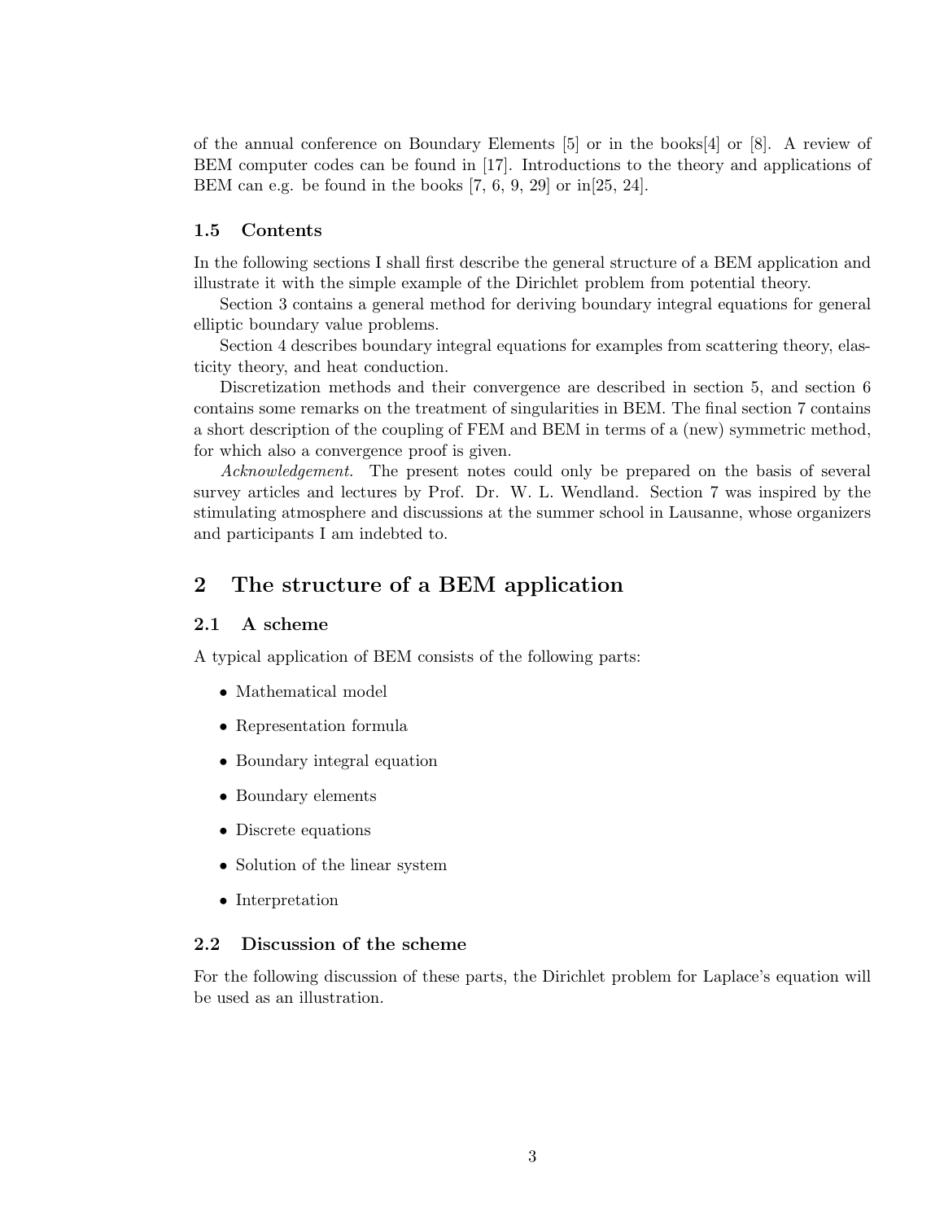of the annual conference on Boundary Elements [5] or in the books[4] or [8]. A review of BEM computer codes can be found in [17]. Introductions to the theory and applications of BEM can e.g. be found in the books [7, 6, 9, 29] or in[25, 24].

### 1.5 Contents

In the following sections I shall first describe the general structure of a BEM application and illustrate it with the simple example of the Dirichlet problem from potential theory.

Section 3 contains a general method for deriving boundary integral equations for general elliptic boundary value problems.

Section 4 describes boundary integral equations for examples from scattering theory, elasticity theory, and heat conduction.

Discretization methods and their convergence are described in section 5, and section 6 contains some remarks on the treatment of singularities in BEM. The final section 7 contains a short description of the coupling of FEM and BEM in terms of a (new) symmetric method, for which also a convergence proof is given.

*Acknowledgement.* The present notes could only be prepared on the basis of several survey articles and lectures by Prof. Dr. W. L. Wendland. Section 7 was inspired by the stimulating atmosphere and discussions at the summer school in Lausanne, whose organizers and participants I am indebted to.

## 2 The structure of a BEM application

### 2.1 A scheme

A typical application of BEM consists of the following parts:

- Mathematical model
- Representation formula
- Boundary integral equation
- Boundary elements
- Discrete equations
- Solution of the linear system
- Interpretation

### 2.2 Discussion of the scheme

For the following discussion of these parts, the Dirichlet problem for Laplace's equation will be used as an illustration.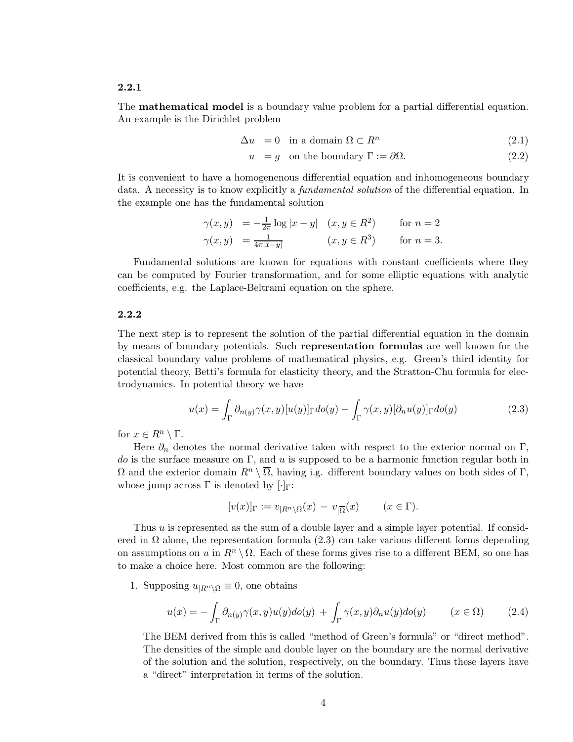### 2.2.1

The **mathematical model** is a boundary value problem for a partial differential equation. An example is the Dirichlet problem

$$\Delta u = 0 \quad \text{in a domain } \Omega \subset R^n \tag{2.1}$$

$$u = g \quad \text{on the boundary } \Gamma := \partial\Omega. \tag{2.2}$$

It is convenient to have a homogenenous differential equation and inhomogeneous boundary data. A necessity is to know explicitly a *fundamental solution* of the differential equation. In the example one has the fundamental solution

$$\begin{aligned} \gamma(x,y) &= -\tfrac{1}{2\pi}\log|x-y| \quad (x,y \in R^2) \qquad \text{for } n=2 \\ \gamma(x,y) &= \tfrac{1}{4\pi|x-y|} \qquad\qquad\;\; (x,y \in R^3) \qquad \text{for } n=3. \end{aligned}$$

Fundamental solutions are known for equations with constant coefficients where they can be computed by Fourier transformation, and for some elliptic equations with analytic coefficients, e.g. the Laplace-Beltrami equation on the sphere.

### 2.2.2

The next step is to represent the solution of the partial differential equation in the domain by means of boundary potentials. Such **representation formulas** are well known for the classical boundary value problems of mathematical physics, e.g. Green's third identity for potential theory, Betti's formula for elasticity theory, and the Stratton-Chu formula for electrodynamics. In potential theory we have

$$u(x) = \int_\Gamma \partial_{n(y)}\gamma(x,y)[u(y)]_\Gamma do(y) - \int_\Gamma \gamma(x,y)[\partial_n u(y)]_\Gamma do(y) \tag{2.3}$$

for $x \in R^n \setminus \Gamma$.

Here $\partial_n$ denotes the normal derivative taken with respect to the exterior normal on $\Gamma$, $do$ is the surface measure on $\Gamma$, and $u$ is supposed to be a harmonic function regular both in $\Omega$ and the exterior domain $R^n \setminus \overline{\Omega}$, having i.e. different boundary values on both sides of $\Gamma$, whose jump across $\Gamma$ is denoted by $[\cdot]_\Gamma$:

$$[v(x)]_\Gamma := v_{|R^n\setminus\Omega}(x) - v_{|\overline{\Omega}}(x) \qquad (x \in \Gamma).$$

Thus $u$ is represented as the sum of a double layer and a simple layer potential. If considered in $\Omega$ alone, the representation formula (2.3) can take various different forms depending on assumptions on $u$ in $R^n \setminus \Omega$. Each of these forms gives rise to a different BEM, so one has to make a choice here. Most common are the following:

1. Supposing $u_{|R^n\setminus\Omega} \equiv 0$, one obtains

$$u(x) = -\int_\Gamma \partial_{n(y)}\gamma(x,y)u(y)do(y) + \int_\Gamma \gamma(x,y)\partial_n u(y)do(y) \qquad (x \in \Omega) \tag{2.4}$$

   The BEM derived from this is called "method of Green's formula" or "direct method". The densities of the simple and double layer on the boundary are the normal derivative of the solution and the solution, respectively, on the boundary. Thus these layers have a "direct" interpretation in terms of the solution.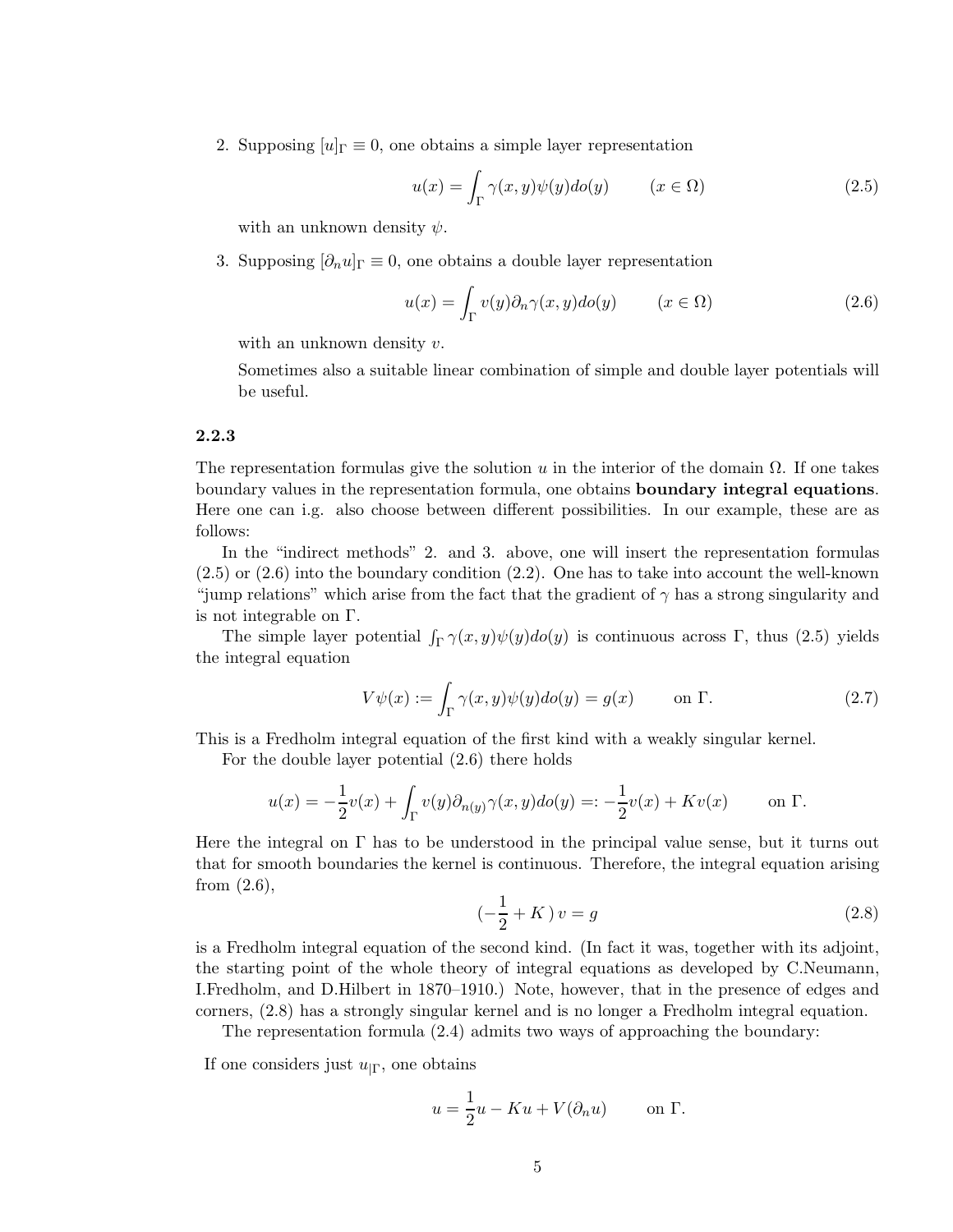2. Supposing $[u]_\Gamma \equiv 0$, one obtains a simple layer representation

$$u(x) = \int_\Gamma \gamma(x,y)\psi(y)do(y) \qquad (x \in \Omega) \tag{2.5}$$

   with an unknown density $\psi$.

3. Supposing $[\partial_n u]_\Gamma \equiv 0$, one obtains a double layer representation

$$u(x) = \int_\Gamma v(y)\partial_n \gamma(x,y)do(y) \qquad (x \in \Omega) \tag{2.6}$$

   with an unknown density $v$.

   Sometimes also a suitable linear combination of simple and double layer potentials will be useful.

### 2.2.3

The representation formulas give the solution $u$ in the interior of the domain $\Omega$. If one takes boundary values in the representation formula, one obtains **boundary integral equations**. Here one can i.g. also choose between different possibilities. In our example, these are as follows:

In the "indirect methods" 2. and 3. above, one will insert the representation formulas (2.5) or (2.6) into the boundary condition (2.2). One has to take into account the well-known "jump relations" which arise from the fact that the gradient of $\gamma$ has a strong singularity and is not integrable on $\Gamma$.

The simple layer potential $\int_\Gamma \gamma(x,y)\psi(y)do(y)$ is continuous across $\Gamma$, thus (2.5) yields the integral equation

$$V\psi(x) := \int_\Gamma \gamma(x,y)\psi(y)do(y) = g(x) \qquad \text{on } \Gamma. \tag{2.7}$$

This is a Fredholm integral equation of the first kind with a weakly singular kernel.

For the double layer potential (2.6) there holds

$$u(x) = -\frac{1}{2}v(x) + \int_\Gamma v(y)\partial_{n(y)}\gamma(x,y)do(y) =: -\frac{1}{2}v(x) + Kv(x) \qquad \text{on } \Gamma.$$

Here the integral on $\Gamma$ has to be understood in the principal value sense, but it turns out that for smooth boundaries the kernel is continuous. Therefore, the integral equation arising from (2.6),

$$(-\frac{1}{2} + K\,)\,v = g \tag{2.8}$$

is a Fredholm integral equation of the second kind. (In fact it was, together with its adjoint, the starting point of the whole theory of integral equations as developed by C.Neumann, I.Fredholm, and D.Hilbert in 1870–1910.) Note, however, that in the presence of edges and corners, (2.8) has a strongly singular kernel and is no longer a Fredholm integral equation.

The representation formula (2.4) admits two ways of approaching the boundary:

If one considers just $u_{|\Gamma}$, one obtains

$$u = \frac{1}{2}u - Ku + V(\partial_n u) \qquad \text{on } \Gamma.$$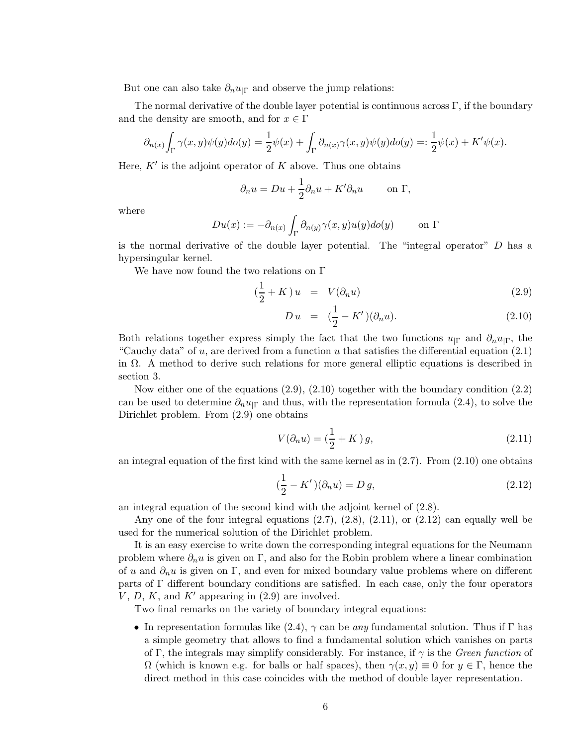But one can also take $\partial_n u_{|\Gamma}$ and observe the jump relations:

The normal derivative of the double layer potential is continuous across $\Gamma$, if the boundary and the density are smooth, and for $x \in \Gamma$

$$\partial_{n(x)} \int_\Gamma \gamma(x,y)\psi(y)do(y) = \frac{1}{2}\psi(x) + \int_\Gamma \partial_{n(x)}\gamma(x,y)\psi(y)do(y) =: \frac{1}{2}\psi(x) + K'\psi(x).$$

Here, $K'$ is the adjoint operator of $K$ above. Thus one obtains

$$\partial_n u = Du + \frac{1}{2}\partial_n u + K'\partial_n u \qquad \text{on } \Gamma,$$

where

$$Du(x) := -\partial_{n(x)} \int_\Gamma \partial_{n(y)}\gamma(x,y)u(y)do(y) \qquad \text{on } \Gamma$$

is the normal derivative of the double layer potential. The "integral operator" $D$ has a hypersingular kernel.

We have now found the two relations on $\Gamma$

$$(\frac{1}{2} + K\,)\,u \;=\; V(\partial_n u) \tag{2.9}$$

$$D\,u \;=\; (\frac{1}{2} - K'\,)(\partial_n u). \tag{2.10}$$

Both relations together express simply the fact that the two functions $u_{|\Gamma}$ and $\partial_n u_{|\Gamma}$, the "Cauchy data" of $u$, are derived from a function $u$ that satisfies the differential equation (2.1) in $\Omega$. A method to derive such relations for more general elliptic equations is described in section 3.

Now either one of the equations (2.9), (2.10) together with the boundary condition (2.2) can be used to determine $\partial_n u_{|\Gamma}$ and thus, with the representation formula (2.4), to solve the Dirichlet problem. From (2.9) one obtains

$$V(\partial_n u) = (\frac{1}{2} + K\,)\,g, \tag{2.11}$$

an integral equation of the first kind with the same kernel as in (2.7). From (2.10) one obtains

$$(\frac{1}{2} - K'\,)(\partial_n u) = D\,g, \tag{2.12}$$

an integral equation of the second kind with the adjoint kernel of (2.8).

Any one of the four integral equations (2.7), (2.8), (2.11), or (2.12) can equally well be used for the numerical solution of the Dirichlet problem.

It is an easy exercise to write down the corresponding integral equations for the Neumann problem where $\partial_n u$ is given on $\Gamma$, and also for the Robin problem where a linear combination of $u$ and $\partial_n u$ is given on $\Gamma$, and even for mixed boundary value problems where on different parts of $\Gamma$ different boundary conditions are satisfied. In each case, only the four operators $V$, $D$, $K$, and $K'$ appearing in (2.9) are involved.

Two final remarks on the variety of boundary integral equations:

- In representation formulas like (2.4), $\gamma$ can be *any* fundamental solution. Thus if $\Gamma$ has a simple geometry that allows to find a fundamental solution which vanishes on parts of $\Gamma$, the integrals may simplify considerably. For instance, if $\gamma$ is the *Green function* of $\Omega$ (which is known e.g. for balls or half spaces), then $\gamma(x,y) \equiv 0$ for $y \in \Gamma$, hence the direct method in this case coincides with the method of double layer representation.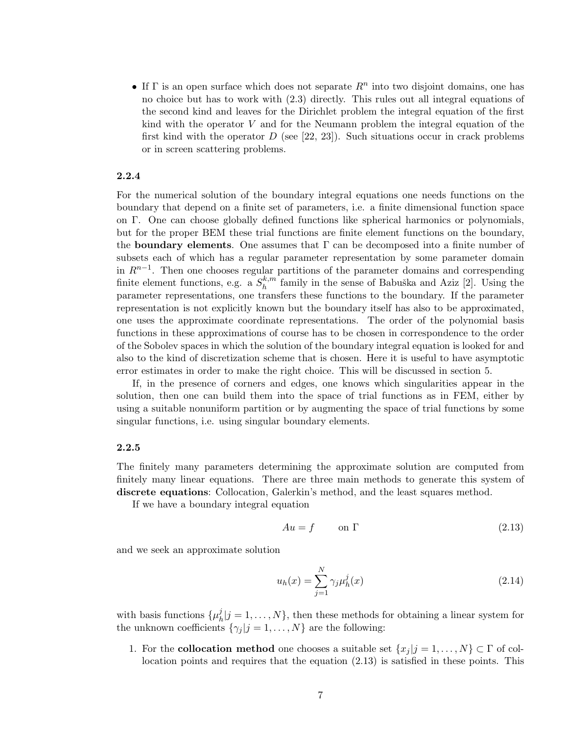- If $\Gamma$ is an open surface which does not separate $R^n$ into two disjoint domains, one has no choice but has to work with (2.3) directly. This rules out all integral equations of the second kind and leaves for the Dirichlet problem the integral equation of the first kind with the operator $V$ and for the Neumann problem the integral equation of the first kind with the operator $D$ (see [22, 23]). Such situations occur in crack problems or in screen scattering problems.

### 2.2.4

For the numerical solution of the boundary integral equations one needs functions on the boundary that depend on a finite set of parameters, i.e. a finite dimensional function space on $\Gamma$. One can choose globally defined functions like spherical harmonics or polynomials, but for the proper BEM these trial functions are finite element functions on the boundary, the **boundary elements**. One assumes that $\Gamma$ can be decomposed into a finite number of subsets each of which has a regular parameter representation by some parameter domain in $R^{n-1}$. Then one chooses regular partitions of the parameter domains and corresponding finite element functions, e.g. a $S_h^{k,m}$ family in the sense of Babuška and Aziz [2]. Using the parameter representations, one transfers these functions to the boundary. If the parameter representation is not explicitly known but the boundary itself has also to be approximated, one uses the approximate coordinate representations. The order of the polynomial basis functions in these approximations of course has to be chosen in correspondence to the order of the Sobolev spaces in which the solution of the boundary integral equation is looked for and also to the kind of discretization scheme that is chosen. Here it is useful to have asymptotic error estimates in order to make the right choice. This will be discussed in section 5.

If, in the presence of corners and edges, one knows which singularities appear in the solution, then one can build them into the space of trial functions as in FEM, either by using a suitable nonuniform partition or by augmenting the space of trial functions by some singular functions, i.e. using singular boundary elements.

### 2.2.5

The finitely many parameters determining the approximate solution are computed from finitely many linear equations. There are three main methods to generate this system of **discrete equations**: Collocation, Galerkin's method, and the least squares method.

If we have a boundary integral equation

$$Au = f \qquad \text{on } \Gamma \tag{2.13}$$

and we seek an approximate solution

$$u_h(x) = \sum_{j=1}^{N} \gamma_j \mu_h^j(x) \tag{2.14}$$

with basis functions $\{\mu_h^j | j = 1, \ldots, N\}$, then these methods for obtaining a linear system for the unknown coefficients $\{\gamma_j | j = 1, \ldots, N\}$ are the following:

1. For the **collocation method** one chooses a suitable set $\{x_j | j = 1, \ldots, N\} \subset \Gamma$ of collocation points and requires that the equation (2.13) is satisfied in these points. This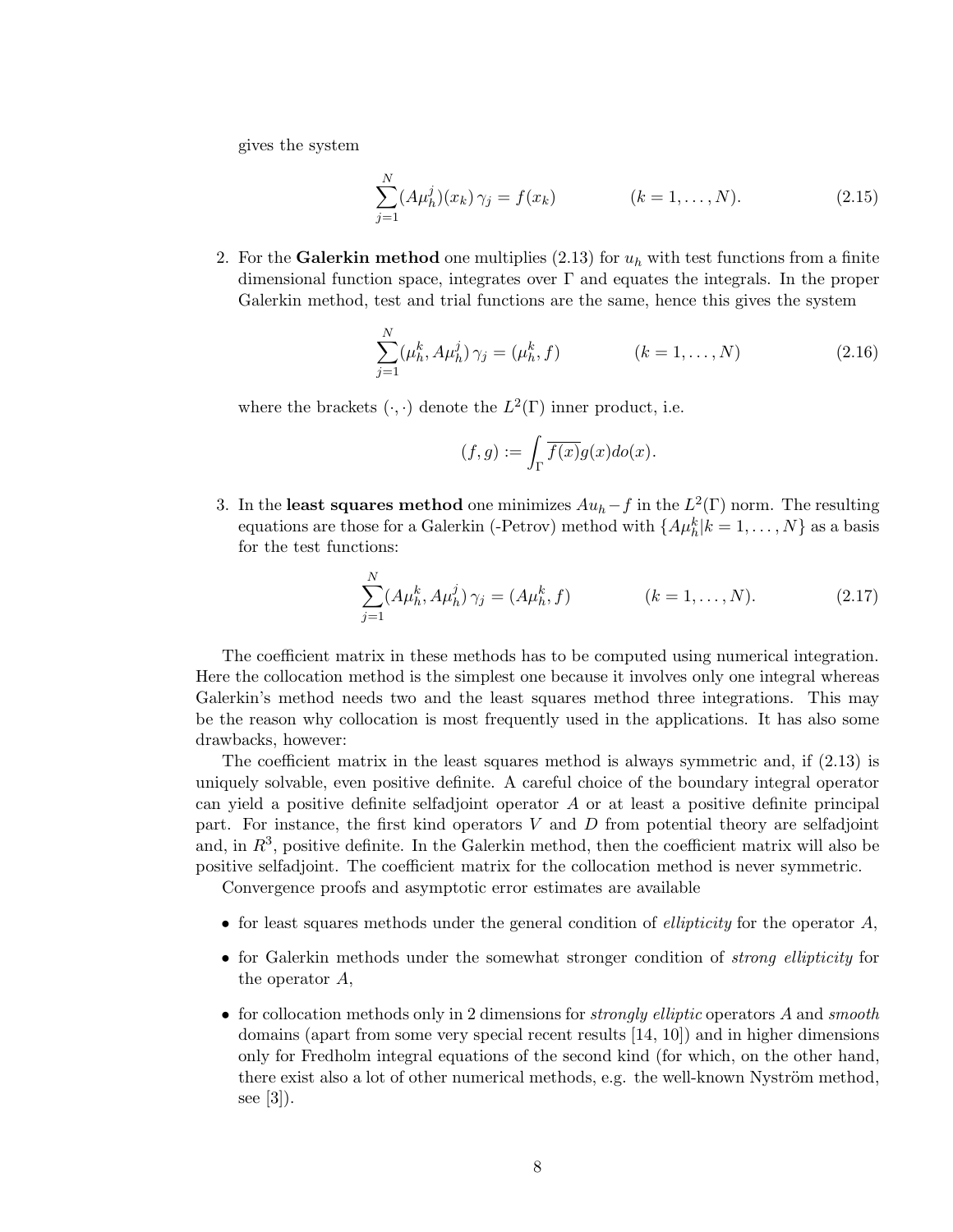gives the system

$$\sum_{j=1}^{N} (A\mu_h^j)(x_k)\,\gamma_j = f(x_k) \qquad (k = 1, \ldots, N). \tag{2.15}$$

2. For the **Galerkin method** one multiplies (2.13) for $u_h$ with test functions from a finite dimensional function space, integrates over $\Gamma$ and equates the integrals. In the proper Galerkin method, test and trial functions are the same, hence this gives the system

$$\sum_{j=1}^{N} (\mu_h^k, A\mu_h^j)\,\gamma_j = (\mu_h^k, f) \qquad (k = 1, \ldots, N) \tag{2.16}$$

   where the brackets $(\cdot, \cdot)$ denote the $L^2(\Gamma)$ inner product, i.e.

$$(f, g) := \int_\Gamma \overline{f(x)} g(x) do(x).$$

3. In the **least squares method** one minimizes $Au_h - f$ in the $L^2(\Gamma)$ norm. The resulting equations are those for a Galerkin (-Petrov) method with $\{A\mu_h^k | k = 1, \ldots, N\}$ as a basis for the test functions:

$$\sum_{j=1}^{N} (A\mu_h^k, A\mu_h^j)\,\gamma_j = (A\mu_h^k, f) \qquad (k = 1, \ldots, N). \tag{2.17}$$

The coefficient matrix in these methods has to be computed using numerical integration. Here the collocation method is the simplest one because it involves only one integral whereas Galerkin's method needs two and the least squares method three integrations. This may be the reason why collocation is most frequently used in the applications. It has also some drawbacks, however:

The coefficient matrix in the least squares method is always symmetric and, if (2.13) is uniquely solvable, even positive definite. A careful choice of the boundary integral operator can yield a positive definite selfadjoint operator $A$ or at least a positive definite principal part. For instance, the first kind operators $V$ and $D$ from potential theory are selfadjoint and, in $R^3$, positive definite. In the Galerkin method, then the coefficient matrix will also be positive selfadjoint. The coefficient matrix for the collocation method is never symmetric.

Convergence proofs and asymptotic error estimates are available

- for least squares methods under the general condition of *ellipticity* for the operator $A$,
- for Galerkin methods under the somewhat stronger condition of *strong ellipticity* for the operator $A$,
- for collocation methods only in 2 dimensions for *strongly elliptic* operators $A$ and *smooth* domains (apart from some very special recent results [14, 10]) and in higher dimensions only for Fredholm integral equations of the second kind (for which, on the other hand, there exist also a lot of other numerical methods, e.g. the well-known Nyström method, see [3]).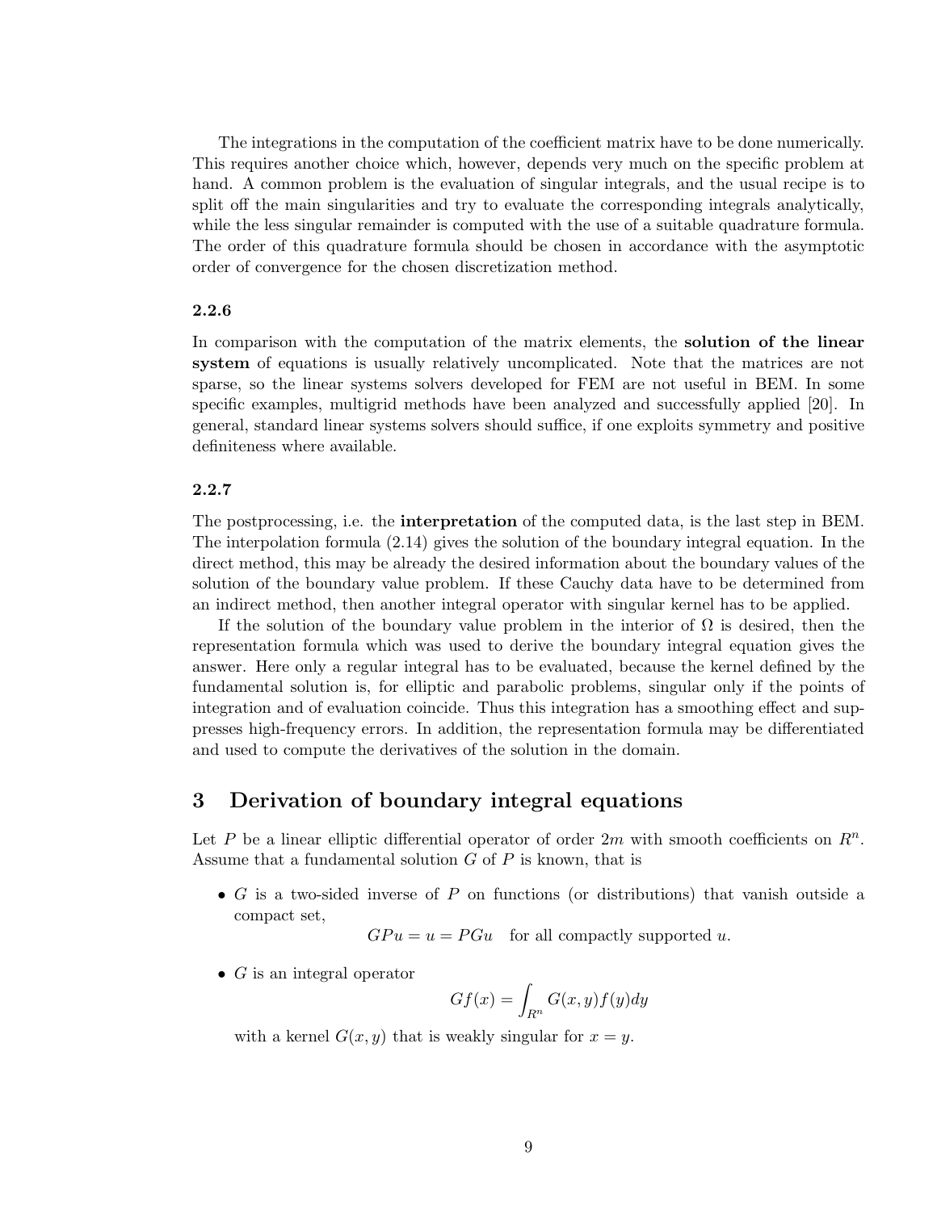The integrations in the computation of the coefficient matrix have to be done numerically. This requires another choice which, however, depends very much on the specific problem at hand. A common problem is the evaluation of singular integrals, and the usual recipe is to split off the main singularities and try to evaluate the corresponding integrals analytically, while the less singular remainder is computed with the use of a suitable quadrature formula. The order of this quadrature formula should be chosen in accordance with the asymptotic order of convergence for the chosen discretization method.

### 2.2.6

In comparison with the computation of the matrix elements, the **solution of the linear system** of equations is usually relatively uncomplicated. Note that the matrices are not sparse, so the linear systems solvers developed for FEM are not useful in BEM. In some specific examples, multigrid methods have been analyzed and successfully applied [20]. In general, standard linear systems solvers should suffice, if one exploits symmetry and positive definiteness where available.

### 2.2.7

The postprocessing, i.e. the **interpretation** of the computed data, is the last step in BEM. The interpolation formula (2.14) gives the solution of the boundary integral equation. In the direct method, this may be already the desired information about the boundary values of the solution of the boundary value problem. If these Cauchy data have to be determined from an indirect method, then another integral operator with singular kernel has to be applied.

If the solution of the boundary value problem in the interior of $\Omega$ is desired, then the representation formula which was used to derive the boundary integral equation gives the answer. Here only a regular integral has to be evaluated, because the kernel defined by the fundamental solution is, for elliptic and parabolic problems, singular only if the points of integration and of evaluation coincide. Thus this integration has a smoothing effect and suppresses high-frequency errors. In addition, the representation formula may be differentiated and used to compute the derivatives of the solution in the domain.

## 3 Derivation of boundary integral equations

Let $P$ be a linear elliptic differential operator of order $2m$ with smooth coefficients on $R^n$. Assume that a fundamental solution $G$ of $P$ is known, that is

- $G$ is a two-sided inverse of $P$ on functions (or distributions) that vanish outside a compact set,
$$GPu = u = PGu \quad \text{for all compactly supported } u.$$
- $G$ is an integral operator
$$Gf(x) = \int_{R^n} G(x,y)f(y)dy$$
with a kernel $G(x,y)$ that is weakly singular for $x = y$.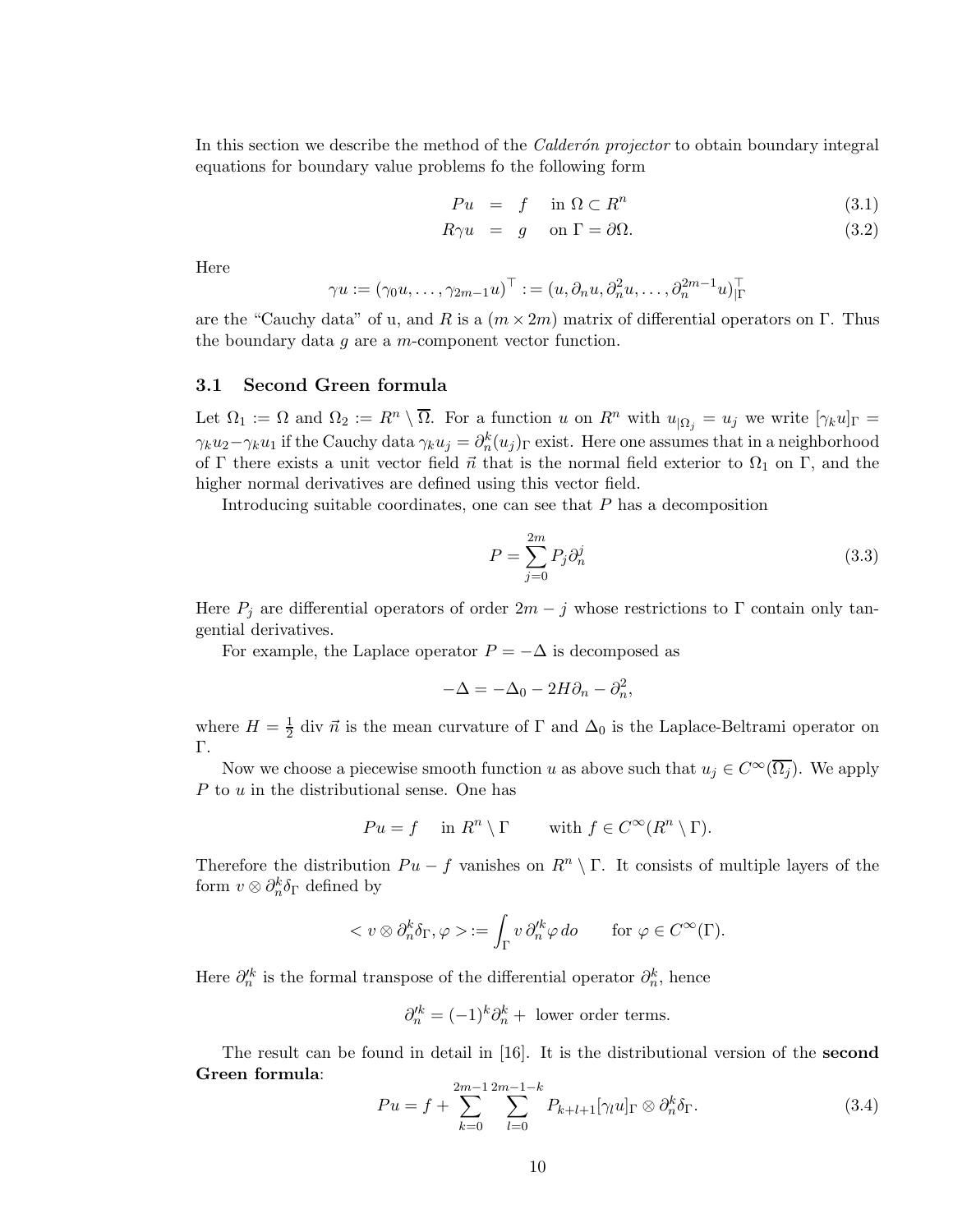In this section we describe the method of the *Calderón projector* to obtain boundary integral equations for boundary value problems fo the following form

$$
\begin{aligned}
Pu &= f \quad \text{in } \Omega \subset R^n && (3.1)\\
R\gamma u &= g \quad \text{on } \Gamma = \partial\Omega. && (3.2)
\end{aligned}
$$

Here

$$
\gamma u := (\gamma_0 u, \dots, \gamma_{2m-1} u)^\top := (u, \partial_n u, \partial_n^2 u, \dots, \partial_n^{2m-1} u)_{|\Gamma}^\top
$$

are the "Cauchy data" of u, and $R$ is a $(m \times 2m)$ matrix of differential operators on $\Gamma$. Thus the boundary data $g$ are a $m$-component vector function.

### 3.1 Second Green formula

Let $\Omega_1 := \Omega$ and $\Omega_2 := R^n \setminus \overline{\Omega}$. For a function $u$ on $R^n$ with $u_{|\Omega_j} = u_j$ we write $[\gamma_k u]_\Gamma = \gamma_k u_2 - \gamma_k u_1$ if the Cauchy data $\gamma_k u_j = \partial_n^k (u_j)_\Gamma$ exist. Here one assumes that in a neighborhood of $\Gamma$ there exists a unit vector field $\vec{n}$ that is the normal field exterior to $\Omega_1$ on $\Gamma$, and the higher normal derivatives are defined using this vector field.

Introducing suitable coordinates, one can see that $P$ has a decomposition

$$
P = \sum_{j=0}^{2m} P_j \partial_n^j \tag{3.3}
$$

Here $P_j$ are differential operators of order $2m - j$ whose restrictions to $\Gamma$ contain only tangential derivatives.

For example, the Laplace operator $P = -\Delta$ is decomposed as

$$
-\Delta = -\Delta_0 - 2H\partial_n - \partial_n^2,
$$

where $H = \frac{1}{2} \operatorname{div} \vec{n}$ is the mean curvature of $\Gamma$ and $\Delta_0$ is the Laplace-Beltrami operator on $\Gamma$.

Now we choose a piecewise smooth function $u$ as above such that $u_j \in C^\infty(\overline{\Omega_j})$. We apply $P$ to $u$ in the distributional sense. One has

$$
Pu = f \quad \text{in } R^n \setminus \Gamma \qquad \text{with } f \in C^\infty(R^n \setminus \Gamma).
$$

Therefore the distribution $Pu - f$ vanishes on $R^n \setminus \Gamma$. It consists of multiple layers of the form $v \otimes \partial_n^k \delta_\Gamma$ defined by

$$
< v \otimes \partial_n^k \delta_\Gamma, \varphi > := \int_\Gamma v \, \partial_n'^k \varphi \, do \qquad \text{for } \varphi \in C^\infty(\Gamma).
$$

Here $\partial_n'^k$ is the formal transpose of the differential operator $\partial_n^k$, hence

$$
\partial_n'^k = (-1)^k \partial_n^k + \text{ lower order terms.}
$$

The result can be found in detail in [16]. It is the distributional version of the **second Green formula**:

$$
Pu = f + \sum_{k=0}^{2m-1} \sum_{l=0}^{2m-1-k} P_{k+l+1} [\gamma_l u]_\Gamma \otimes \partial_n^k \delta_\Gamma. \tag{3.4}
$$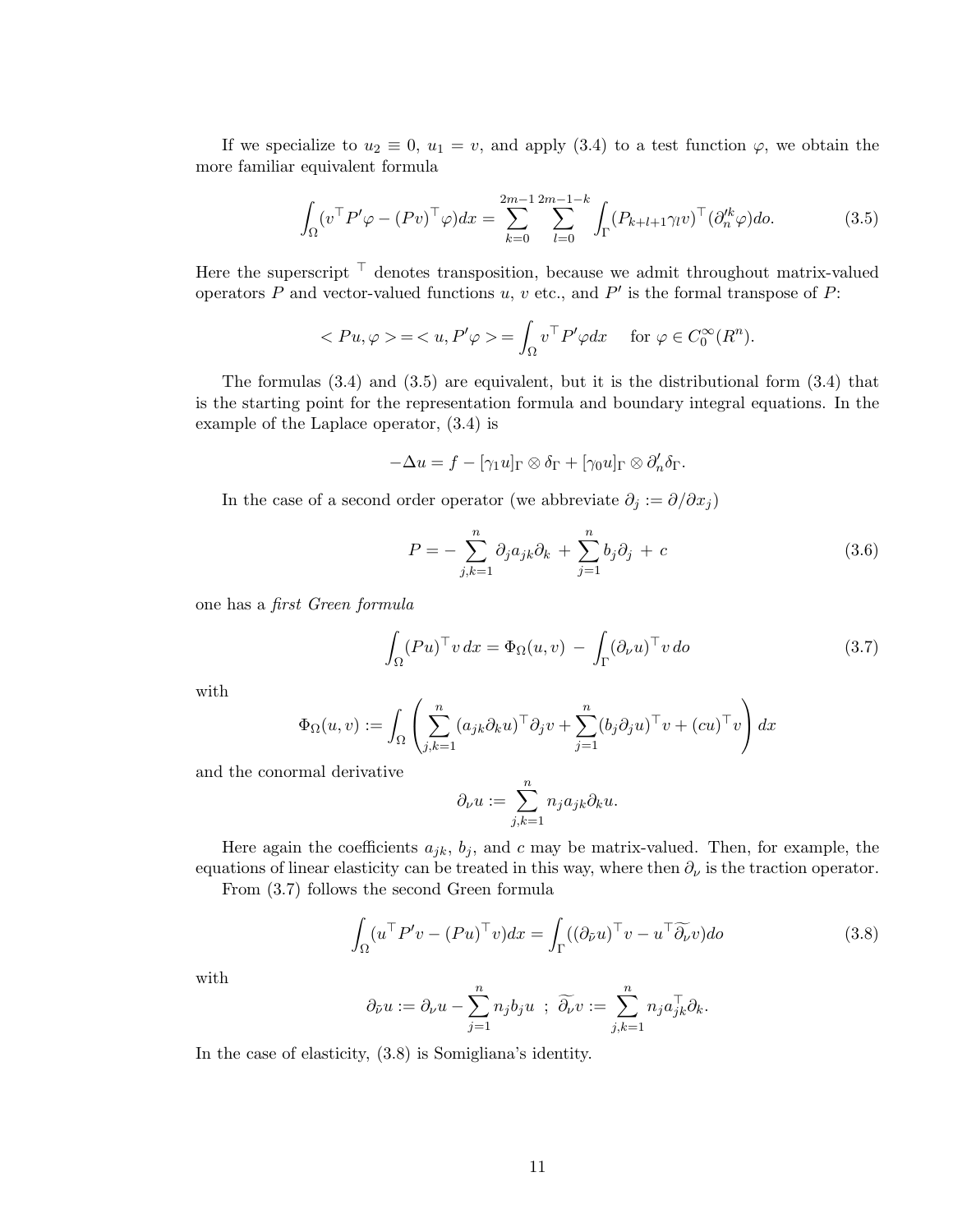If we specialize to $u_2 \equiv 0$, $u_1 = v$, and apply (3.4) to a test function $\varphi$, we obtain the more familiar equivalent formula

$$\int_\Omega (v^\top P'\varphi - (Pv)^\top \varphi) dx = \sum_{k=0}^{2m-1} \sum_{l=0}^{2m-1-k} \int_\Gamma (P_{k+l+1}\gamma_l v)^\top (\partial_n'^k \varphi) do. \tag{3.5}$$

Here the superscript $^\top$ denotes transposition, because we admit throughout matrix-valued operators $P$ and vector-valued functions $u$, $v$ etc., and $P'$ is the formal transpose of $P$:

$$< Pu, \varphi > = < u, P'\varphi > = \int_\Omega v^\top P'\varphi dx \quad \text{ for } \varphi \in C_0^\infty(R^n).$$

The formulas (3.4) and (3.5) are equivalent, but it is the distributional form (3.4) that is the starting point for the representation formula and boundary integral equations. In the example of the Laplace operator, (3.4) is

$$-\Delta u = f - [\gamma_1 u]_\Gamma \otimes \delta_\Gamma + [\gamma_0 u]_\Gamma \otimes \partial_n' \delta_\Gamma.$$

In the case of a second order operator (we abbreviate $\partial_j := \partial/\partial x_j$)

$$P = -\sum_{j,k=1}^n \partial_j a_{jk} \partial_k + \sum_{j=1}^n b_j \partial_j + c \tag{3.6}$$

one has a *first Green formula*

$$\int_\Omega (Pu)^\top v \, dx = \Phi_\Omega(u,v) - \int_\Gamma (\partial_\nu u)^\top v \, do \tag{3.7}$$

with

$$\Phi_\Omega(u,v) := \int_\Omega \left( \sum_{j,k=1}^n (a_{jk}\partial_k u)^\top \partial_j v + \sum_{j=1}^n (b_j \partial_j u)^\top v + (cu)^\top v \right) dx$$

and the conormal derivative

$$\partial_\nu u := \sum_{j,k=1}^n n_j a_{jk} \partial_k u.$$

Here again the coefficients $a_{jk}$, $b_j$, and $c$ may be matrix-valued. Then, for example, the equations of linear elasticity can be treated in this way, where then $\partial_\nu$ is the traction operator.

From (3.7) follows the second Green formula

$$\int_\Omega (u^\top P'v - (Pu)^\top v) dx = \int_\Gamma ((\partial_{\tilde{\nu}} u)^\top v - u^\top \widetilde{\partial_\nu} v) do \tag{3.8}$$

with

$$\partial_{\tilde{\nu}} u := \partial_\nu u - \sum_{j=1}^n n_j b_j u \;\; ; \;\; \widetilde{\partial_\nu} v := \sum_{j,k=1}^n n_j a_{jk}^\top \partial_k.$$

In the case of elasticity, (3.8) is Somigliana's identity.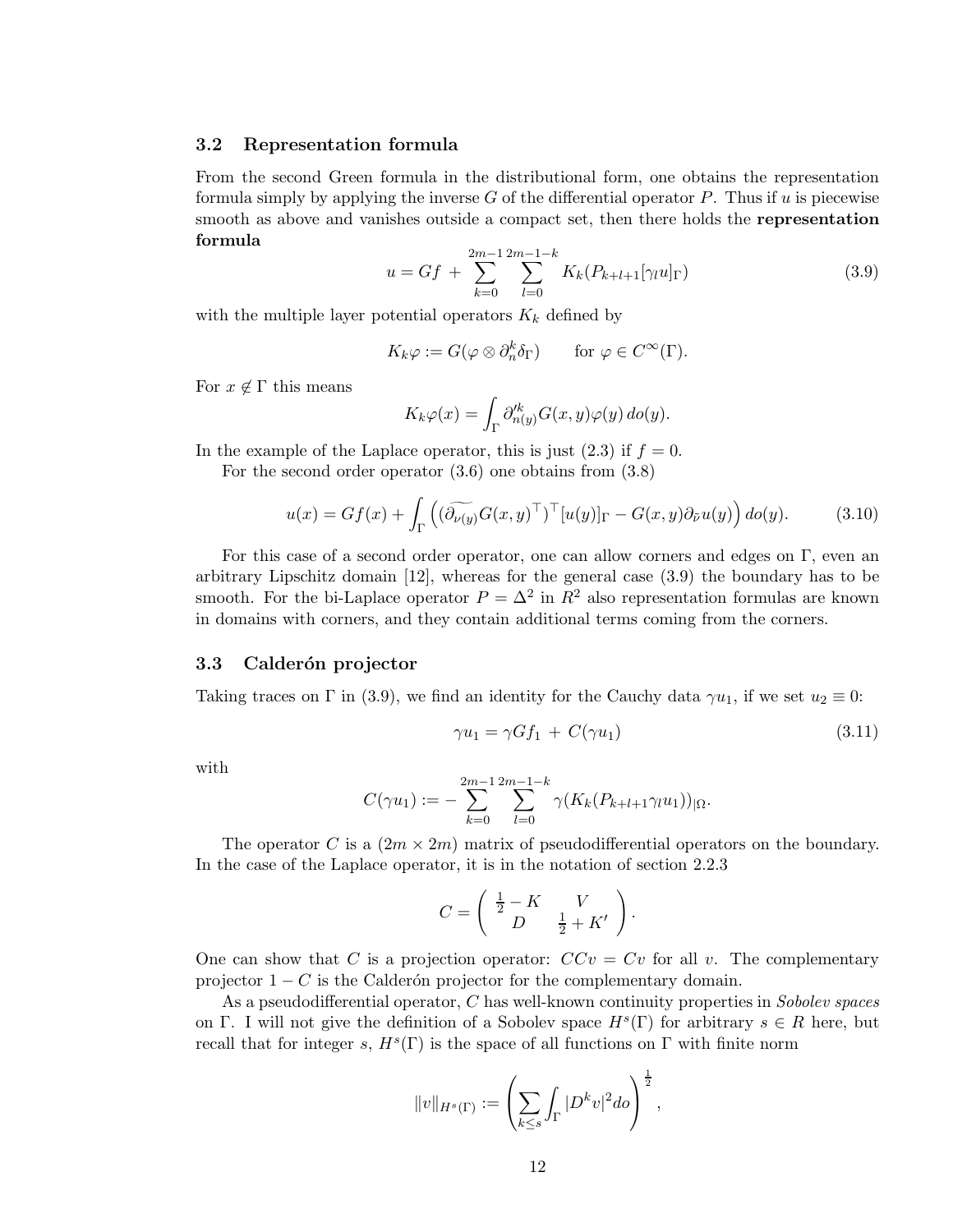### 3.2 Representation formula

From the second Green formula in the distributional form, one obtains the representation formula simply by applying the inverse $G$ of the differential operator $P$. Thus if $u$ is piecewise smooth as above and vanishes outside a compact set, then there holds the **representation formula**

$$u = Gf + \sum_{k=0}^{2m-1} \sum_{l=0}^{2m-1-k} K_k(P_{k+l+1}[\gamma_l u]_\Gamma) \tag{3.9}$$

with the multiple layer potential operators $K_k$ defined by

$$K_k\varphi := G(\varphi \otimes \partial_n^k \delta_\Gamma) \qquad \text{for } \varphi \in C^\infty(\Gamma).$$

For $x \notin \Gamma$ this means

$$K_k\varphi(x) = \int_\Gamma \partial'^k_{n(y)} G(x,y)\varphi(y)\, do(y).$$

In the example of the Laplace operator, this is just (2.3) if $f = 0$.

For the second order operator (3.6) one obtains from (3.8)

$$u(x) = Gf(x) + \int_\Gamma \left( (\widetilde{\partial_{\nu(y)}} G(x,y)^\top)^\top [u(y)]_\Gamma - G(x,y)\partial_{\tilde{\nu}} u(y) \right) do(y). \tag{3.10}$$

For this case of a second order operator, one can allow corners and edges on $\Gamma$, even an arbitrary Lipschitz domain [12], whereas for the general case (3.9) the boundary has to be smooth. For the bi-Laplace operator $P = \Delta^2$ in $R^2$ also representation formulas are known in domains with corners, and they contain additional terms coming from the corners.

### 3.3 Calderón projector

Taking traces on $\Gamma$ in (3.9), we find an identity for the Cauchy data $\gamma u_1$, if we set $u_2 \equiv 0$:

$$\gamma u_1 = \gamma G f_1 + C(\gamma u_1) \tag{3.11}$$

with

$$C(\gamma u_1) := -\sum_{k=0}^{2m-1} \sum_{l=0}^{2m-1-k} \gamma(K_k(P_{k+l+1}\gamma_l u_1))_{|\Omega}.$$

The operator $C$ is a $(2m \times 2m)$ matrix of pseudodifferential operators on the boundary. In the case of the Laplace operator, it is in the notation of section 2.2.3

$$C = \begin{pmatrix} \frac{1}{2} - K & V \\ D & \frac{1}{2} + K' \end{pmatrix}.$$

One can show that $C$ is a projection operator: $CCv = Cv$ for all $v$. The complementary projector $1 - C$ is the Calderón projector for the complementary domain.

As a pseudodifferential operator, $C$ has well-known continuity properties in *Sobolev spaces* on $\Gamma$. I will not give the definition of a Sobolev space $H^s(\Gamma)$ for arbitrary $s \in R$ here, but recall that for integer $s$, $H^s(\Gamma)$ is the space of all functions on $\Gamma$ with finite norm

$$\|v\|_{H^s(\Gamma)} := \left( \sum_{k \le s} \int_\Gamma |D^k v|^2 do \right)^{\frac{1}{2}},$$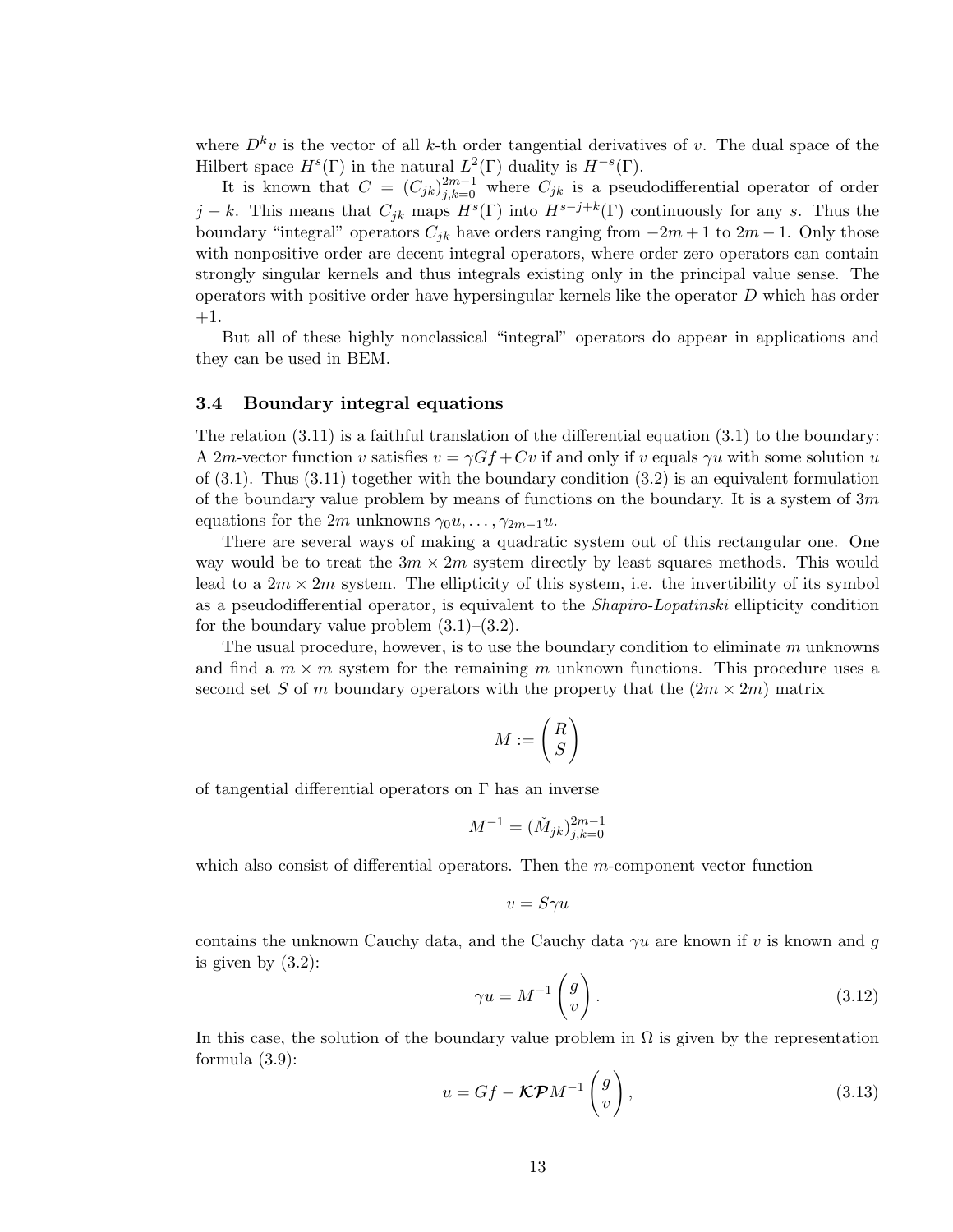where $D^k v$ is the vector of all $k$-th order tangential derivatives of $v$. The dual space of the Hilbert space $H^s(\Gamma)$ in the natural $L^2(\Gamma)$ duality is $H^{-s}(\Gamma)$.

It is known that $C = (C_{jk})_{j,k=0}^{2m-1}$ where $C_{jk}$ is a pseudodifferential operator of order $j-k$. This means that $C_{jk}$ maps $H^s(\Gamma)$ into $H^{s-j+k}(\Gamma)$ continuously for any $s$. Thus the boundary "integral" operators $C_{jk}$ have orders ranging from $-2m+1$ to $2m-1$. Only those with nonpositive order are decent integral operators, where order zero operators can contain strongly singular kernels and thus integrals existing only in the principal value sense. The operators with positive order have hypersingular kernels like the operator $D$ which has order $+1$.

But all of these highly nonclassical "integral" operators do appear in applications and they can be used in BEM.

### 3.4 Boundary integral equations

The relation (3.11) is a faithful translation of the differential equation (3.1) to the boundary: A $2m$-vector function $v$ satisfies $v = \gamma G f + Cv$ if and only if $v$ equals $\gamma u$ with some solution $u$ of (3.1). Thus (3.11) together with the boundary condition (3.2) is an equivalent formulation of the boundary value problem by means of functions on the boundary. It is a system of $3m$ equations for the $2m$ unknowns $\gamma_0 u, \ldots, \gamma_{2m-1} u$.

There are several ways of making a quadratic system out of this rectangular one. One way would be to treat the $3m \times 2m$ system directly by least squares methods. This would lead to a $2m \times 2m$ system. The ellipticity of this system, i.e. the invertibility of its symbol as a pseudodifferential operator, is equivalent to the *Shapiro-Lopatinski* ellipticity condition for the boundary value problem (3.1)–(3.2).

The usual procedure, however, is to use the boundary condition to eliminate $m$ unknowns and find a $m \times m$ system for the remaining $m$ unknown functions. This procedure uses a second set $S$ of $m$ boundary operators with the property that the $(2m \times 2m)$ matrix

$$M := \begin{pmatrix} R \\ S \end{pmatrix}$$

of tangential differential operators on $\Gamma$ has an inverse

$$M^{-1} = (\check{M}_{jk})_{j,k=0}^{2m-1}$$

which also consist of differential operators. Then the $m$-component vector function

$$v = S\gamma u$$

contains the unknown Cauchy data, and the Cauchy data $\gamma u$ are known if $v$ is known and $g$ is given by (3.2):

$$\gamma u = M^{-1} \begin{pmatrix} g \\ v \end{pmatrix}. \tag{3.12}$$

In this case, the solution of the boundary value problem in $\Omega$ is given by the representation formula (3.9):

$$u = Gf - \boldsymbol{\mathcal{K}}\boldsymbol{\mathcal{P}} M^{-1} \begin{pmatrix} g \\ v \end{pmatrix}, \tag{3.13}$$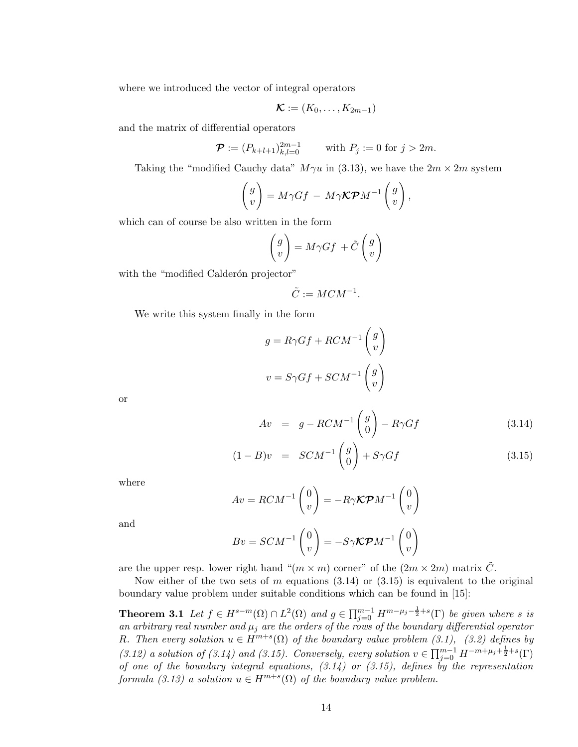where we introduced the vector of integral operators

$$\boldsymbol{\mathcal{K}} := (K_0, \ldots, K_{2m-1})$$

and the matrix of differential operators

$$\boldsymbol{\mathcal{P}} := (P_{k+l+1})_{k,l=0}^{2m-1} \qquad \text{with } P_j := 0 \text{ for } j > 2m.$$

Taking the "modified Cauchy data" $M\gamma u$ in (3.13), we have the $2m \times 2m$ system

$$\begin{pmatrix} g \\ v \end{pmatrix} = M\gamma G f \; - \; M\gamma \boldsymbol{\mathcal{K}} \boldsymbol{\mathcal{P}} M^{-1} \begin{pmatrix} g \\ v \end{pmatrix},$$

which can of course be also written in the form

$$\begin{pmatrix} g \\ v \end{pmatrix} = M\gamma G f \; + \tilde{C} \begin{pmatrix} g \\ v \end{pmatrix}$$

with the "modified Calderón projector"

$$\tilde{C} := MCM^{-1}.$$

We write this system finally in the form

$$g = R\gamma G f + RCM^{-1} \begin{pmatrix} g \\ v \end{pmatrix}$$

$$v = S\gamma G f + SCM^{-1} \begin{pmatrix} g \\ v \end{pmatrix}$$

or

$$Av \;\; = \;\; g - RCM^{-1} \begin{pmatrix} g \\ 0 \end{pmatrix} - R\gamma G f \tag{3.14}$$

$$(1 - B)v \;\; = \;\; SCM^{-1} \begin{pmatrix} g \\ 0 \end{pmatrix} + S\gamma G f \tag{3.15}$$

where

$$Av = RCM^{-1} \begin{pmatrix} 0 \\ v \end{pmatrix} = -R\gamma \boldsymbol{\mathcal{K}} \boldsymbol{\mathcal{P}} M^{-1} \begin{pmatrix} 0 \\ v \end{pmatrix}$$

and

$$Bv = SCM^{-1} \begin{pmatrix} 0 \\ v \end{pmatrix} = -S\gamma \boldsymbol{\mathcal{K}} \boldsymbol{\mathcal{P}} M^{-1} \begin{pmatrix} 0 \\ v \end{pmatrix}$$

are the upper resp. lower right hand "($m \times m$) corner" of the ($2m \times 2m$) matrix $\tilde{C}$.

Now either of the two sets of $m$ equations (3.14) or (3.15) is equivalent to the original boundary value problem under suitable conditions which can be found in [15]:

**Theorem 3.1** *Let $f \in H^{s-m}(\Omega) \cap L^2(\Omega)$ and $g \in \prod_{j=0}^{m-1} H^{m-\mu_j - \frac{1}{2}+s}(\Gamma)$ be given where $s$ is an arbitrary real number and $\mu_j$ are the orders of the rows of the boundary differential operator $R$. Then every solution $u \in H^{m+s}(\Omega)$ of the boundary value problem (3.1), (3.2) defines by (3.12) a solution of (3.14) and (3.15). Conversely, every solution $v \in \prod_{j=0}^{m-1} H^{-m+\mu_j+\frac{1}{2}+s}(\Gamma)$ of one of the boundary integral equations, (3.14) or (3.15), defines by the representation formula (3.13) a solution $u \in H^{m+s}(\Omega)$ of the boundary value problem.*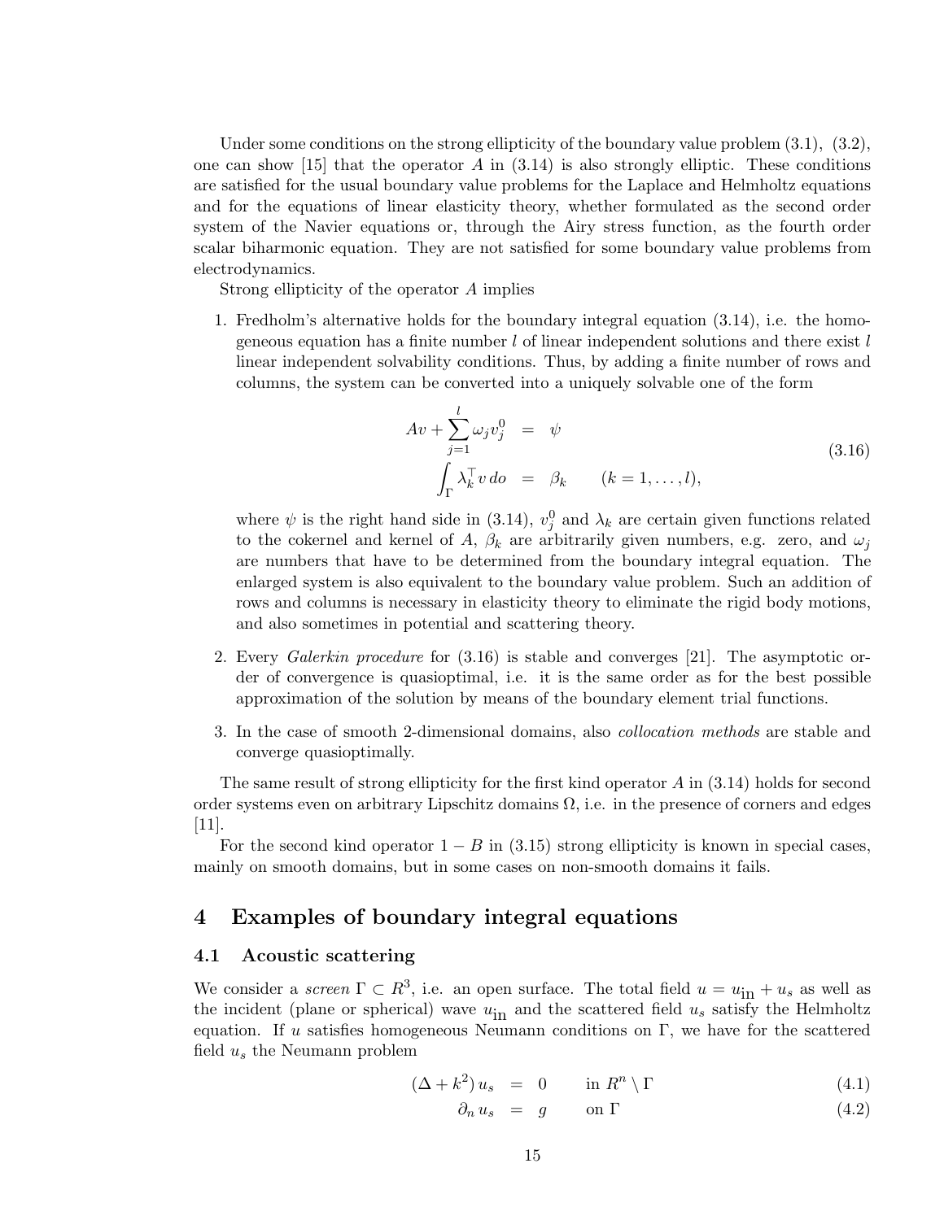Under some conditions on the strong ellipticity of the boundary value problem (3.1), (3.2), one can show [15] that the operator $A$ in (3.14) is also strongly elliptic. These conditions are satisfied for the usual boundary value problems for the Laplace and Helmholtz equations and for the equations of linear elasticity theory, whether formulated as the second order system of the Navier equations or, through the Airy stress function, as the fourth order scalar biharmonic equation. They are not satisfied for some boundary value problems from electrodynamics.

Strong ellipticity of the operator $A$ implies

1. Fredholm's alternative holds for the boundary integral equation (3.14), i.e. the homogeneous equation has a finite number $l$ of linear independent solutions and there exist $l$ linear independent solvability conditions. Thus, by adding a finite number of rows and columns, the system can be converted into a uniquely solvable one of the form

$$
\begin{aligned}
Av + \sum_{j=1}^{l} \omega_j v_j^0 &= \psi \\
\int_\Gamma \lambda_k^\top v \, do &= \beta_k \qquad (k = 1, \ldots, l),
\end{aligned}
\tag{3.16}
$$

   where $\psi$ is the right hand side in (3.14), $v_j^0$ and $\lambda_k$ are certain given functions related to the cokernel and kernel of $A$, $\beta_k$ are arbitrarily given numbers, e.g. zero, and $\omega_j$ are numbers that have to be determined from the boundary integral equation. The enlarged system is also equivalent to the boundary value problem. Such an addition of rows and columns is necessary in elasticity theory to eliminate the rigid body motions, and also sometimes in potential and scattering theory.

2. Every *Galerkin procedure* for (3.16) is stable and converges [21]. The asymptotic order of convergence is quasioptimal, i.e. it is the same order as for the best possible approximation of the solution by means of the boundary element trial functions.

3. In the case of smooth 2-dimensional domains, also *collocation methods* are stable and converge quasioptimally.

The same result of strong ellipticity for the first kind operator $A$ in (3.14) holds for second order systems even on arbitrary Lipschitz domains $\Omega$, i.e. in the presence of corners and edges [11].

For the second kind operator $1 - B$ in (3.15) strong ellipticity is known in special cases, mainly on smooth domains, but in some cases on non-smooth domains it fails.

## 4 Examples of boundary integral equations

### 4.1 Acoustic scattering

We consider a *screen* $\Gamma \subset R^3$, i.e. an open surface. The total field $u = u_{\text{in}} + u_s$ as well as the incident (plane or spherical) wave $u_{\text{in}}$ and the scattered field $u_s$ satisfy the Helmholtz equation. If $u$ satisfies homogeneous Neumann conditions on $\Gamma$, we have for the scattered field $u_s$ the Neumann problem

$$
(\Delta + k^2)\, u_s = 0 \qquad \text{in } R^n \setminus \Gamma \tag{4.1}
$$

$$
\partial_n u_s = g \qquad \text{on } \Gamma \tag{4.2}
$$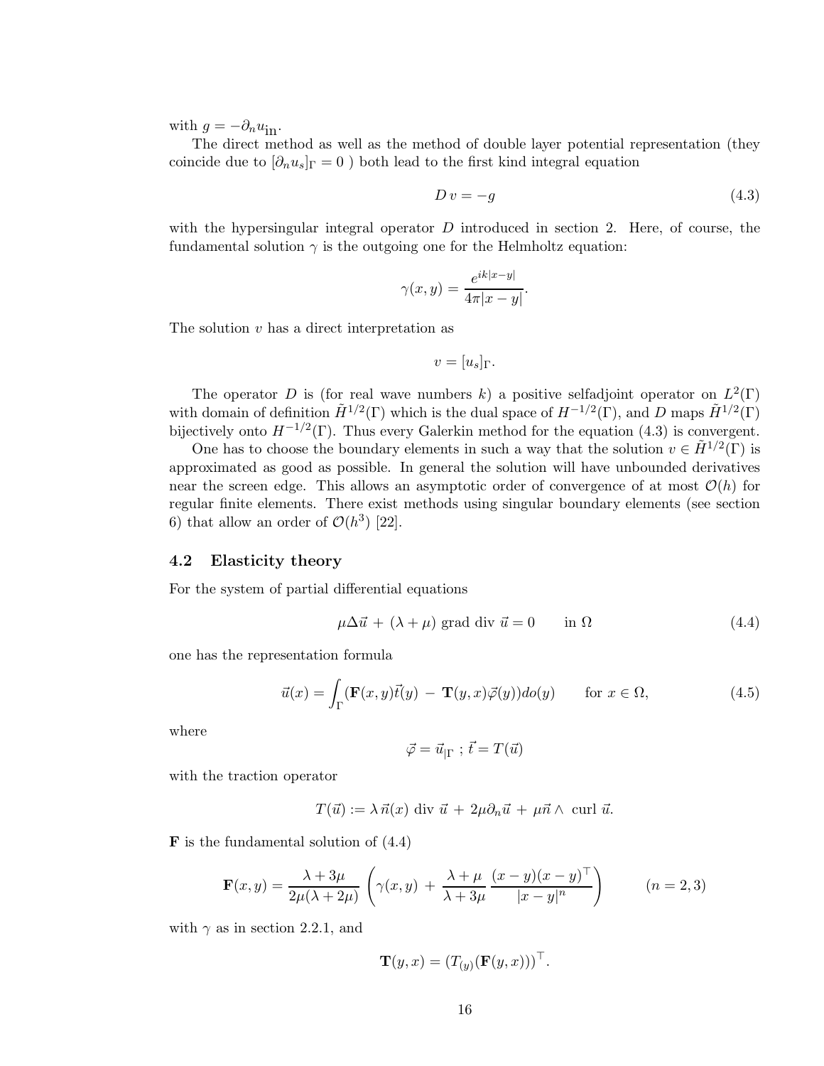with $g = -\partial_n u_{\text{in}}$.

The direct method as well as the method of double layer potential representation (they coincide due to $[\partial_n u_s]_\Gamma = 0$ ) both lead to the first kind integral equation

$$D\,v = -g \tag{4.3}$$

with the hypersingular integral operator $D$ introduced in section 2. Here, of course, the fundamental solution $\gamma$ is the outgoing one for the Helmholtz equation:

$$\gamma(x,y) = \frac{e^{ik|x-y|}}{4\pi|x-y|}.$$

The solution $v$ has a direct interpretation as

$$v = [u_s]_\Gamma.$$

The operator $D$ is (for real wave numbers $k$) a positive selfadjoint operator on $L^2(\Gamma)$ with domain of definition $\tilde{H}^{1/2}(\Gamma)$ which is the dual space of $H^{-1/2}(\Gamma)$, and $D$ maps $\tilde{H}^{1/2}(\Gamma)$ bijectively onto $H^{-1/2}(\Gamma)$. Thus every Galerkin method for the equation (4.3) is convergent.

One has to choose the boundary elements in such a way that the solution $v \in \tilde{H}^{1/2}(\Gamma)$ is approximated as good as possible. In general the solution will have unbounded derivatives near the screen edge. This allows an asymptotic order of convergence of at most $\mathcal{O}(h)$ for regular finite elements. There exist methods using singular boundary elements (see section 6) that allow an order of $\mathcal{O}(h^3)$ [22].

### 4.2 Elasticity theory

For the system of partial differential equations

$$\mu\Delta\vec{u} \,+\, (\lambda+\mu) \text{ grad div } \vec{u} = 0 \qquad \text{in } \Omega \tag{4.4}$$

one has the representation formula

$$\vec{u}(x) = \int_\Gamma (\mathbf{F}(x,y)\vec{t}(y) \,-\, \mathbf{T}(y,x)\vec{\varphi}(y))do(y) \qquad \text{for } x \in \Omega, \tag{4.5}$$

where

$$\vec{\varphi} = \vec{u}_{|\Gamma} \;;\; \vec{t} = T(\vec{u})$$

with the traction operator

$$T(\vec{u}) := \lambda\,\vec{n}(x) \text{ div } \vec{u} \,+\, 2\mu\partial_n\vec{u} \,+\, \mu\vec{n}\wedge \text{ curl } \vec{u}.$$

$\mathbf{F}$ is the fundamental solution of (4.4)

$$\mathbf{F}(x,y) = \frac{\lambda+3\mu}{2\mu(\lambda+2\mu)}\left(\gamma(x,y) \,+\, \frac{\lambda+\mu}{\lambda+3\mu}\,\frac{(x-y)(x-y)^\top}{|x-y|^n}\right) \qquad (n=2,3)$$

with $\gamma$ as in section 2.2.1, and

$$\mathbf{T}(y,x) = \left(T_{(y)}(\mathbf{F}(y,x))\right)^\top.$$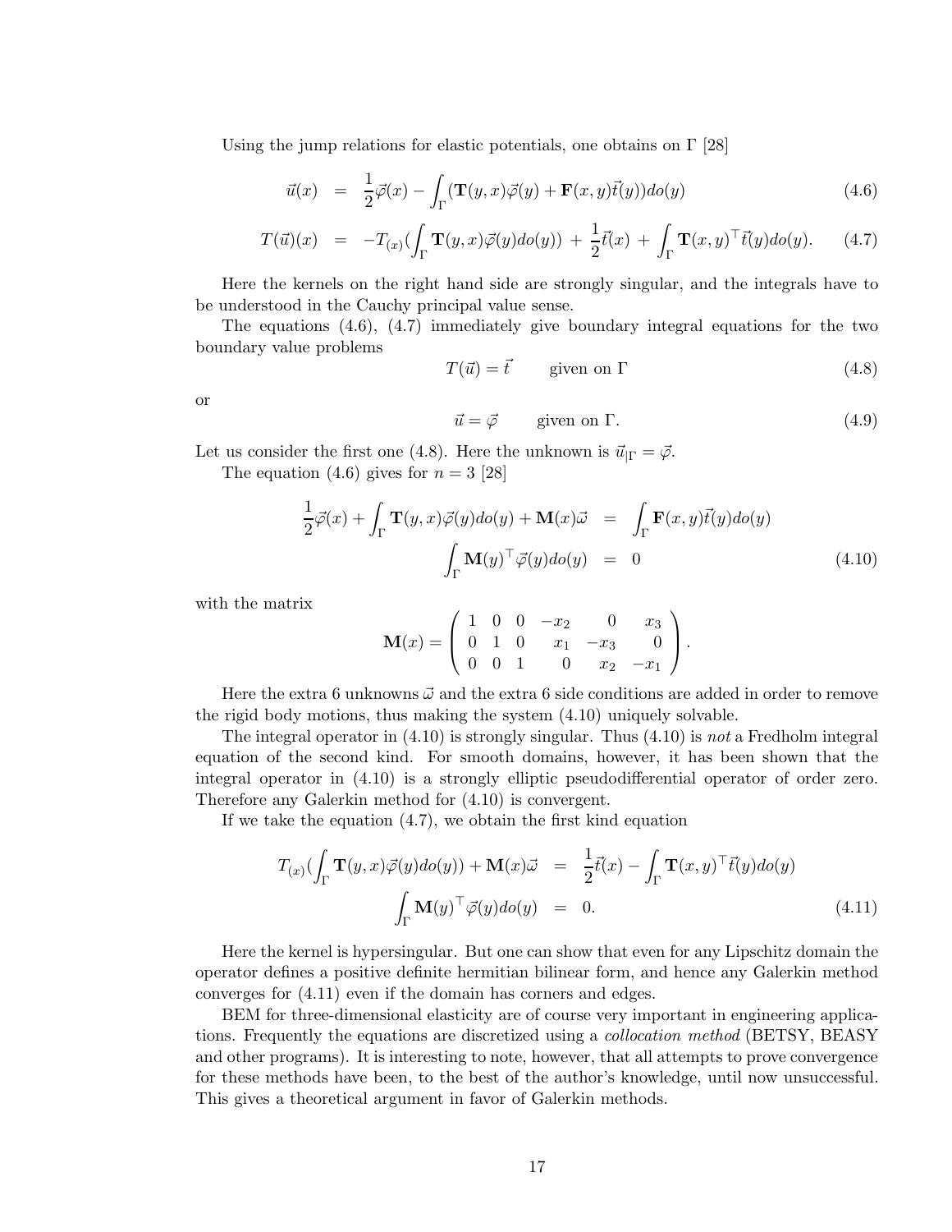Using the jump relations for elastic potentials, one obtains on $\Gamma$ [28]

$$
\begin{aligned}
\vec{u}(x) &= \frac{1}{2}\vec{\varphi}(x) - \int_\Gamma (\mathbf{T}(y,x)\vec{\varphi}(y) + \mathbf{F}(x,y)\vec{t}(y))do(y) && (4.6)\\
T(\vec{u})(x) &= -T_{(x)}(\int_\Gamma \mathbf{T}(y,x)\vec{\varphi}(y)do(y)) \;+\; \frac{1}{2}\vec{t}(x) \;+\; \int_\Gamma \mathbf{T}(x,y)^\top \vec{t}(y)do(y). && (4.7)
\end{aligned}
$$

Here the kernels on the right hand side are strongly singular, and the integrals have to be understood in the Cauchy principal value sense.

The equations (4.6), (4.7) immediately give boundary integral equations for the two boundary value problems

$$
T(\vec{u}) = \vec{t} \qquad \text{given on } \Gamma \tag{4.8}
$$

or

$$
\vec{u} = \vec{\varphi} \qquad \text{given on } \Gamma. \tag{4.9}
$$

Let us consider the first one (4.8). Here the unknown is $\vec{u}_{|\Gamma} = \vec{\varphi}$.

The equation (4.6) gives for $n = 3$ [28]

$$
\begin{aligned}
\frac{1}{2}\vec{\varphi}(x) + \int_\Gamma \mathbf{T}(y,x)\vec{\varphi}(y)do(y) + \mathbf{M}(x)\vec{\omega} &= \int_\Gamma \mathbf{F}(x,y)\vec{t}(y)do(y) \\
\int_\Gamma \mathbf{M}(y)^\top \vec{\varphi}(y)do(y) &= 0 
\end{aligned} \tag{4.10}
$$

with the matrix

$$
\mathbf{M}(x) = \begin{pmatrix} 1 & 0 & 0 & -x_2 & 0 & x_3 \\ 0 & 1 & 0 & x_1 & -x_3 & 0 \\ 0 & 0 & 1 & 0 & x_2 & -x_1 \end{pmatrix}.
$$

Here the extra 6 unknowns $\vec{\omega}$ and the extra 6 side conditions are added in order to remove the rigid body motions, thus making the system (4.10) uniquely solvable.

The integral operator in (4.10) is strongly singular. Thus (4.10) is *not* a Fredholm integral equation of the second kind. For smooth domains, however, it has been shown that the integral operator in (4.10) is a strongly elliptic pseudodifferential operator of order zero. Therefore any Galerkin method for (4.10) is convergent.

If we take the equation (4.7), we obtain the first kind equation

$$
\begin{aligned}
T_{(x)}(\int_\Gamma \mathbf{T}(y,x)\vec{\varphi}(y)do(y)) + \mathbf{M}(x)\vec{\omega} &= \frac{1}{2}\vec{t}(x) - \int_\Gamma \mathbf{T}(x,y)^\top \vec{t}(y)do(y) \\
\int_\Gamma \mathbf{M}(y)^\top \vec{\varphi}(y)do(y) &= 0.
\end{aligned} \tag{4.11}
$$

Here the kernel is hypersingular. But one can show that even for any Lipschitz domain the operator defines a positive definite hermitian bilinear form, and hence any Galerkin method converges for (4.11) even if the domain has corners and edges.

BEM for three-dimensional elasticity are of course very important in engineering applications. Frequently the equations are discretized using a *collocation method* (BETSY, BEASY and other programs). It is interesting to note, however, that all attempts to prove convergence for these methods have been, to the best of the author's knowledge, until now unsuccessful. This gives a theoretical argument in favor of Galerkin methods.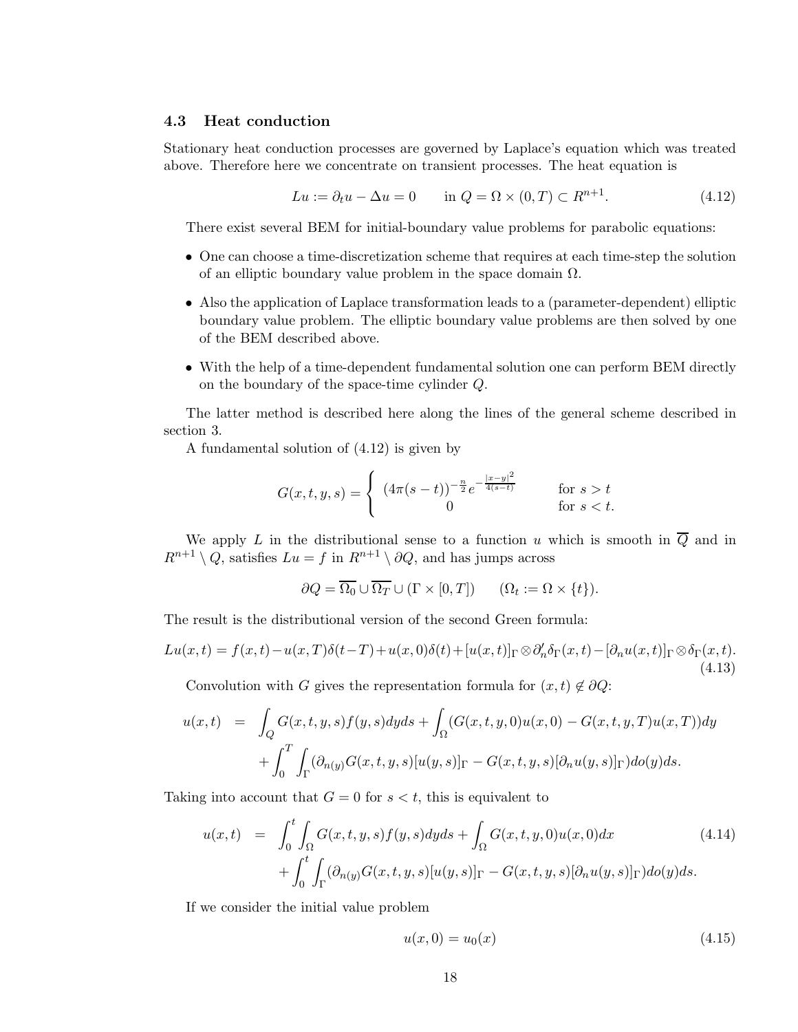### 4.3 Heat conduction

Stationary heat conduction processes are governed by Laplace's equation which was treated above. Therefore here we concentrate on transient processes. The heat equation is

$$Lu := \partial_t u - \Delta u = 0 \qquad \text{in } Q = \Omega \times (0,T) \subset R^{n+1}. \tag{4.12}$$

There exist several BEM for initial-boundary value problems for parabolic equations:

- One can choose a time-discretization scheme that requires at each time-step the solution of an elliptic boundary value problem in the space domain $\Omega$.
- Also the application of Laplace transformation leads to a (parameter-dependent) elliptic boundary value problem. The elliptic boundary value problems are then solved by one of the BEM described above.
- With the help of a time-dependent fundamental solution one can perform BEM directly on the boundary of the space-time cylinder $Q$.

The latter method is described here along the lines of the general scheme described in section 3.

A fundamental solution of (4.12) is given by

$$G(x,t,y,s) = \begin{cases} (4\pi(s-t))^{-\frac{n}{2}} e^{-\frac{|x-y|^2}{4(s-t)}} & \text{for } s > t \\ 0 & \text{for } s < t. \end{cases}$$

We apply $L$ in the distributional sense to a function $u$ which is smooth in $\overline{Q}$ and in $R^{n+1} \setminus Q$, satisfies $Lu = f$ in $R^{n+1} \setminus \partial Q$, and has jumps across

$$\partial Q = \overline{\Omega_0} \cup \overline{\Omega_T} \cup (\Gamma \times [0,T]) \qquad (\Omega_t := \Omega \times \{t\}).$$

The result is the distributional version of the second Green formula:

$$Lu(x,t) = f(x,t) - u(x,T)\delta(t-T) + u(x,0)\delta(t) + [u(x,t)]_\Gamma \otimes \partial_n' \delta_\Gamma(x,t) - [\partial_n u(x,t)]_\Gamma \otimes \delta_\Gamma(x,t). \tag{4.13}$$

Convolution with $G$ gives the representation formula for $(x,t) \notin \partial Q$:

$$\begin{aligned} u(x,t) &= \int_Q G(x,t,y,s) f(y,s)\, dy ds + \int_\Omega (G(x,t,y,0)u(x,0) - G(x,t,y,T)u(x,T))dy \\ &\quad + \int_0^T \int_\Gamma (\partial_{n(y)} G(x,t,y,s)[u(y,s)]_\Gamma - G(x,t,y,s)[\partial_n u(y,s)]_\Gamma) do(y) ds. \end{aligned}$$

Taking into account that $G = 0$ for $s < t$, this is equivalent to

$$\begin{aligned} u(x,t) &= \int_0^t \int_\Omega G(x,t,y,s) f(y,s)\, dy ds + \int_\Omega G(x,t,y,0)u(x,0) dx \\ &\quad + \int_0^t \int_\Gamma (\partial_{n(y)} G(x,t,y,s)[u(y,s)]_\Gamma - G(x,t,y,s)[\partial_n u(y,s)]_\Gamma) do(y) ds. \end{aligned} \tag{4.14}$$

If we consider the initial value problem

$$u(x,0) = u_0(x) \tag{4.15}$$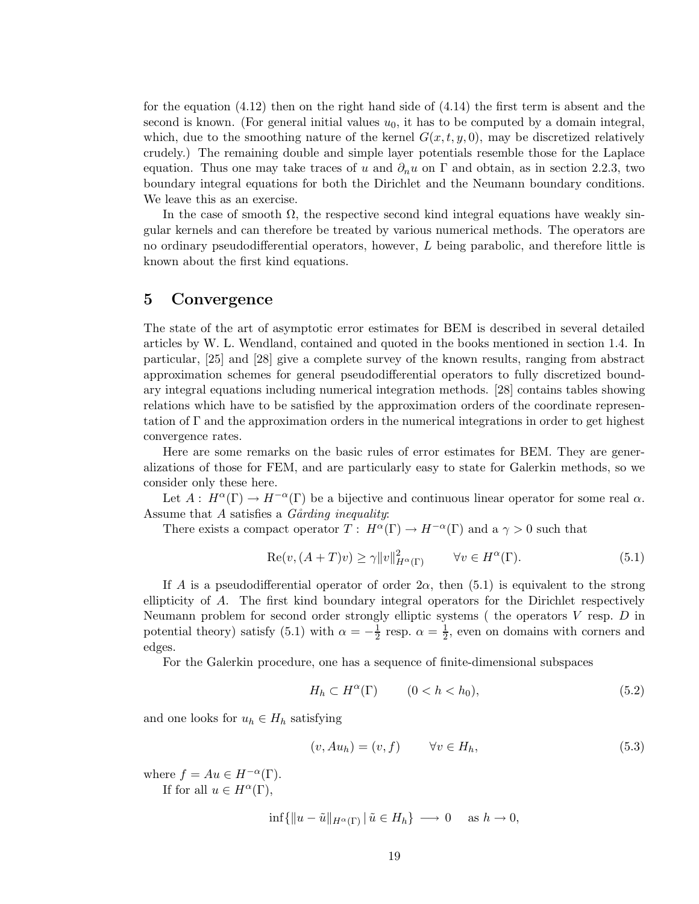for the equation (4.12) then on the right hand side of (4.14) the first term is absent and the second is known. (For general initial values $u_0$, it has to be computed by a domain integral, which, due to the smoothing nature of the kernel $G(x, t, y, 0)$, may be discretized relatively crudely.) The remaining double and simple layer potentials resemble those for the Laplace equation. Thus one may take traces of $u$ and $\partial_n u$ on $\Gamma$ and obtain, as in section 2.2.3, two boundary integral equations for both the Dirichlet and the Neumann boundary conditions. We leave this as an exercise.

In the case of smooth $\Omega$, the respective second kind integral equations have weakly singular kernels and can therefore be treated by various numerical methods. The operators are no ordinary pseudodifferential operators, however, $L$ being parabolic, and therefore little is known about the first kind equations.

# 5 Convergence

The state of the art of asymptotic error estimates for BEM is described in several detailed articles by W. L. Wendland, contained and quoted in the books mentioned in section 1.4. In particular, [25] and [28] give a complete survey of the known results, ranging from abstract approximation schemes for general pseudodifferential operators to fully discretized boundary integral equations including numerical integration methods. [28] contains tables showing relations which have to be satisfied by the approximation orders of the coordinate representation of $\Gamma$ and the approximation orders in the numerical integrations in order to get highest convergence rates.

Here are some remarks on the basic rules of error estimates for BEM. They are generalizations of those for FEM, and are particularly easy to state for Galerkin methods, so we consider only these here.

Let $A : H^\alpha(\Gamma) \to H^{-\alpha}(\Gamma)$ be a bijective and continuous linear operator for some real $\alpha$. Assume that $A$ satisfies a *Gårding inequality*:

There exists a compact operator $T : H^\alpha(\Gamma) \to H^{-\alpha}(\Gamma)$ and a $\gamma > 0$ such that

$$\mathrm{Re}(v, (A + T)v) \geq \gamma \|v\|^2_{H^\alpha(\Gamma)} \qquad \forall v \in H^\alpha(\Gamma). \tag{5.1}$$

If $A$ is a pseudodifferential operator of order $2\alpha$, then (5.1) is equivalent to the strong ellipticity of $A$. The first kind boundary integral operators for the Dirichlet respectively Neumann problem for second order strongly elliptic systems ( the operators $V$ resp. $D$ in potential theory) satisfy (5.1) with $\alpha = -\frac{1}{2}$ resp. $\alpha = \frac{1}{2}$, even on domains with corners and edges.

For the Galerkin procedure, one has a sequence of finite-dimensional subspaces

$$H_h \subset H^\alpha(\Gamma) \qquad (0 < h < h_0), \tag{5.2}$$

and one looks for $u_h \in H_h$ satisfying

$$(v, Au_h) = (v, f) \qquad \forall v \in H_h, \tag{5.3}$$

where $f = Au \in H^{-\alpha}(\Gamma)$.

If for all $u \in H^\alpha(\Gamma)$,

$$\inf\{\|u - \tilde{u}\|_{H^\alpha(\Gamma)} \,|\, \tilde{u} \in H_h\} \longrightarrow 0 \quad \text{as } h \to 0,$$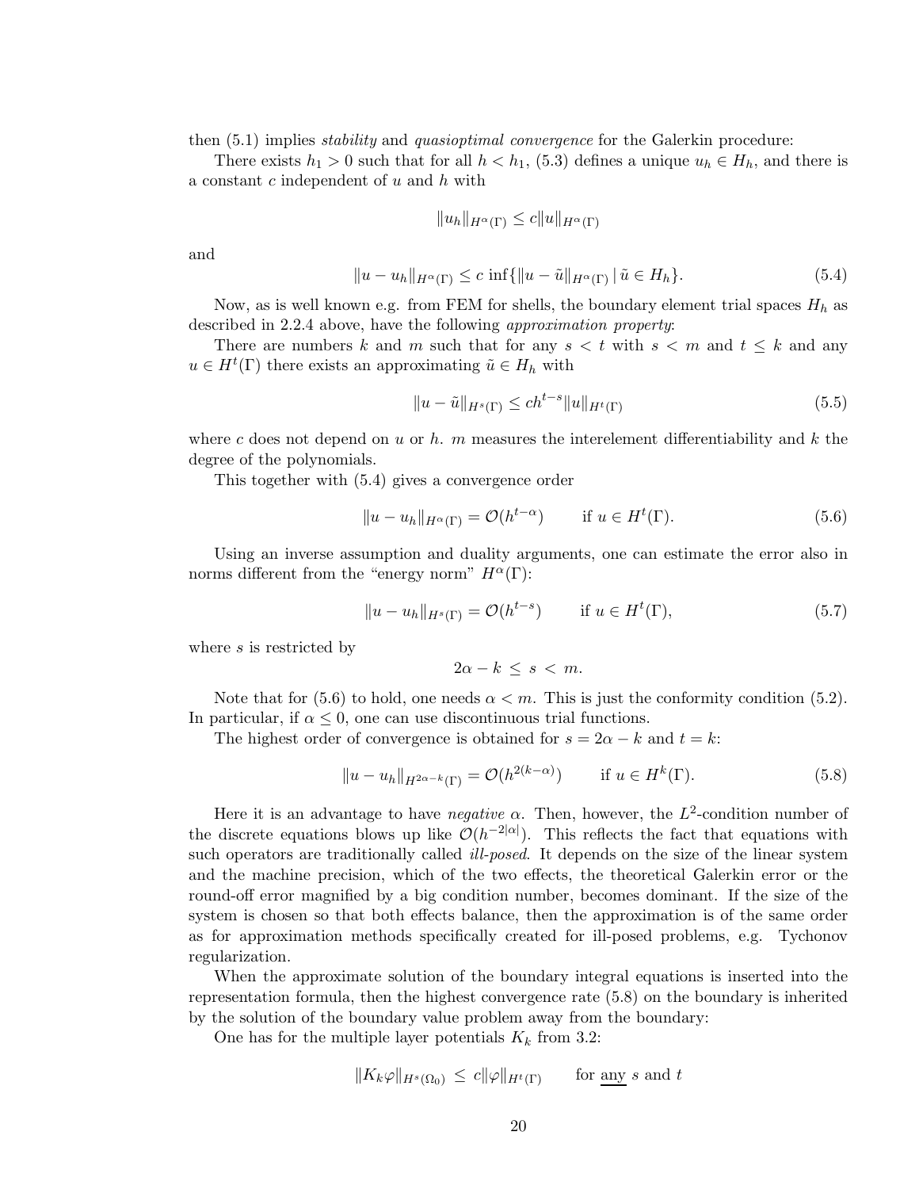then (5.1) implies *stability* and *quasioptimal convergence* for the Galerkin procedure:

There exists $h_1 > 0$ such that for all $h < h_1$, (5.3) defines a unique $u_h \in H_h$, and there is a constant $c$ independent of $u$ and $h$ with

$$\|u_h\|_{H^\alpha(\Gamma)} \leq c\|u\|_{H^\alpha(\Gamma)}$$

and

$$\|u - u_h\|_{H^\alpha(\Gamma)} \leq c \inf\{\|u - \tilde{u}\|_{H^\alpha(\Gamma)} \mid \tilde{u} \in H_h\}. \tag{5.4}$$

Now, as is well known e.g. from FEM for shells, the boundary element trial spaces $H_h$ as described in 2.2.4 above, have the following *approximation property*:

There are numbers $k$ and $m$ such that for any $s < t$ with $s < m$ and $t \leq k$ and any $u \in H^t(\Gamma)$ there exists an approximating $\tilde{u} \in H_h$ with

$$\|u - \tilde{u}\|_{H^s(\Gamma)} \leq ch^{t-s}\|u\|_{H^t(\Gamma)} \tag{5.5}$$

where $c$ does not depend on $u$ or $h$. $m$ measures the interelement differentiability and $k$ the degree of the polynomials.

This together with (5.4) gives a convergence order

$$\|u - u_h\|_{H^\alpha(\Gamma)} = \mathcal{O}(h^{t-\alpha}) \qquad \text{if } u \in H^t(\Gamma). \tag{5.6}$$

Using an inverse assumption and duality arguments, one can estimate the error also in norms different from the "energy norm" $H^\alpha(\Gamma)$:

$$\|u - u_h\|_{H^s(\Gamma)} = \mathcal{O}(h^{t-s}) \qquad \text{if } u \in H^t(\Gamma), \tag{5.7}$$

where $s$ is restricted by

$$2\alpha - k \,\leq\, s \,<\, m.$$

Note that for (5.6) to hold, one needs $\alpha < m$. This is just the conformity condition (5.2). In particular, if $\alpha \leq 0$, one can use discontinuous trial functions.

The highest order of convergence is obtained for $s = 2\alpha - k$ and $t = k$:

$$\|u - u_h\|_{H^{2\alpha-k}(\Gamma)} = \mathcal{O}(h^{2(k-\alpha)}) \qquad \text{if } u \in H^k(\Gamma). \tag{5.8}$$

Here it is an advantage to have *negative* $\alpha$. Then, however, the $L^2$-condition number of the discrete equations blows up like $\mathcal{O}(h^{-2|\alpha|})$. This reflects the fact that equations with such operators are traditionally called *ill-posed*. It depends on the size of the linear system and the machine precision, which of the two effects, the theoretical Galerkin error or the round-off error magnified by a big condition number, becomes dominant. If the size of the system is chosen so that both effects balance, then the approximation is of the same order as for approximation methods specifically created for ill-posed problems, e.g. Tychonov regularization.

When the approximate solution of the boundary integral equations is inserted into the representation formula, then the highest convergence rate (5.8) on the boundary is inherited by the solution of the boundary value problem away from the boundary:

One has for the multiple layer potentials $K_k$ from 3.2:

$$\|K_k\varphi\|_{H^s(\Omega_0)} \,\leq\, c\|\varphi\|_{H^t(\Gamma)} \qquad \text{for } \underline{\text{any}} \ s \text{ and } t$$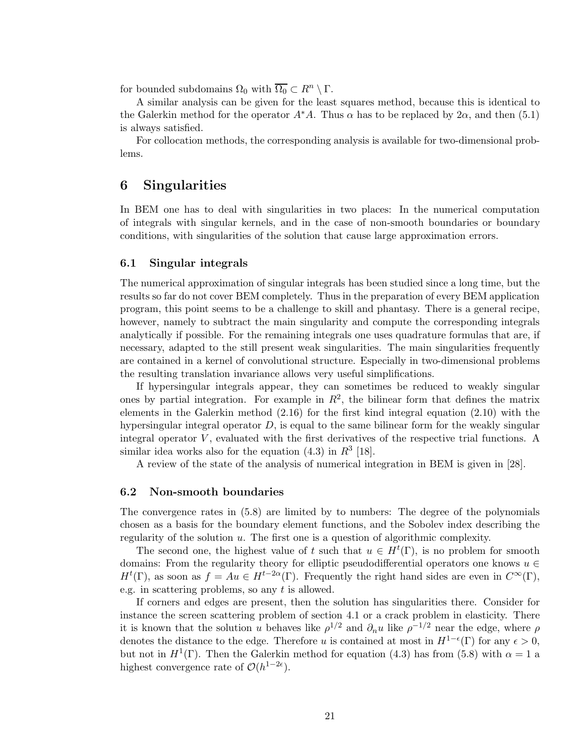for bounded subdomains $\Omega_0$ with $\overline{\Omega_0} \subset R^n \setminus \Gamma$.

A similar analysis can be given for the least squares method, because this is identical to the Galerkin method for the operator $A^*A$. Thus $\alpha$ has to be replaced by $2\alpha$, and then (5.1) is always satisfied.

For collocation methods, the corresponding analysis is available for two-dimensional problems.

# 6 Singularities

In BEM one has to deal with singularities in two places: In the numerical computation of integrals with singular kernels, and in the case of non-smooth boundaries or boundary conditions, with singularities of the solution that cause large approximation errors.

## 6.1 Singular integrals

The numerical approximation of singular integrals has been studied since a long time, but the results so far do not cover BEM completely. Thus in the preparation of every BEM application program, this point seems to be a challenge to skill and phantasy. There is a general recipe, however, namely to subtract the main singularity and compute the corresponding integrals analytically if possible. For the remaining integrals one uses quadrature formulas that are, if necessary, adapted to the still present weak singularities. The main singularities frequently are contained in a kernel of convolutional structure. Especially in two-dimensional problems the resulting translation invariance allows very useful simplifications.

If hypersingular integrals appear, they can sometimes be reduced to weakly singular ones by partial integration. For example in $R^2$, the bilinear form that defines the matrix elements in the Galerkin method (2.16) for the first kind integral equation (2.10) with the hypersingular integral operator $D$, is equal to the same bilinear form for the weakly singular integral operator $V$, evaluated with the first derivatives of the respective trial functions. A similar idea works also for the equation (4.3) in $R^3$ [18].

A review of the state of the analysis of numerical integration in BEM is given in [28].

## 6.2 Non-smooth boundaries

The convergence rates in (5.8) are limited by to numbers: The degree of the polynomials chosen as a basis for the boundary element functions, and the Sobolev index describing the regularity of the solution $u$. The first one is a question of algorithmic complexity.

The second one, the highest value of $t$ such that $u \in H^t(\Gamma)$, is no problem for smooth domains: From the regularity theory for elliptic pseudodifferential operators one knows $u \in H^t(\Gamma)$, as soon as $f = Au \in H^{t-2\alpha}(\Gamma)$. Frequently the right hand sides are even in $C^\infty(\Gamma)$, e.g. in scattering problems, so any $t$ is allowed.

If corners and edges are present, then the solution has singularities there. Consider for instance the screen scattering problem of section 4.1 or a crack problem in elasticity. There it is known that the solution $u$ behaves like $\rho^{1/2}$ and $\partial_n u$ like $\rho^{-1/2}$ near the edge, where $\rho$ denotes the distance to the edge. Therefore $u$ is contained at most in $H^{1-\epsilon}(\Gamma)$ for any $\epsilon > 0$, but not in $H^1(\Gamma)$. Then the Galerkin method for equation (4.3) has from (5.8) with $\alpha = 1$ a highest convergence rate of $\mathcal{O}(h^{1-2\epsilon})$.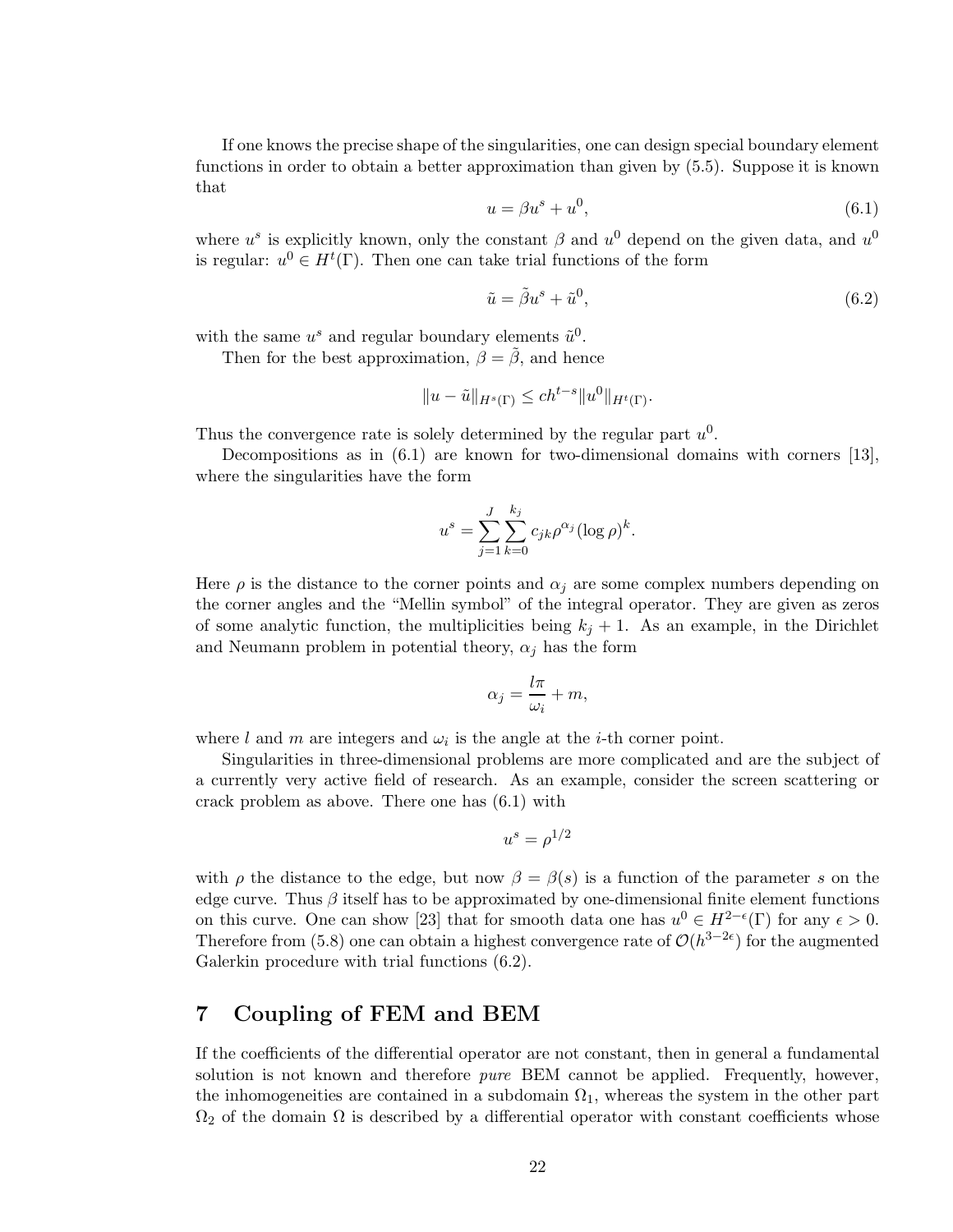If one knows the precise shape of the singularities, one can design special boundary element functions in order to obtain a better approximation than given by (5.5). Suppose it is known that

$$u = \beta u^s + u^0, \tag{6.1}$$

where $u^s$ is explicitly known, only the constant $\beta$ and $u^0$ depend on the given data, and $u^0$ is regular: $u^0 \in H^t(\Gamma)$. Then one can take trial functions of the form

$$\tilde{u} = \tilde{\beta} u^s + \tilde{u}^0, \tag{6.2}$$

with the same $u^s$ and regular boundary elements $\tilde{u}^0$.

Then for the best approximation, $\beta = \tilde{\beta}$, and hence

$$\|u - \tilde{u}\|_{H^s(\Gamma)} \leq c h^{t-s} \|u^0\|_{H^t(\Gamma)}.$$

Thus the convergence rate is solely determined by the regular part $u^0$.

Decompositions as in (6.1) are known for two-dimensional domains with corners [13], where the singularities have the form

$$u^s = \sum_{j=1}^{J} \sum_{k=0}^{k_j} c_{jk} \rho^{\alpha_j} (\log \rho)^k.$$

Here $\rho$ is the distance to the corner points and $\alpha_j$ are some complex numbers depending on the corner angles and the "Mellin symbol" of the integral operator. They are given as zeros of some analytic function, the multiplicities being $k_j + 1$. As an example, in the Dirichlet and Neumann problem in potential theory, $\alpha_j$ has the form

$$\alpha_j = \frac{l\pi}{\omega_i} + m,$$

where $l$ and $m$ are integers and $\omega_i$ is the angle at the $i$-th corner point.

Singularities in three-dimensional problems are more complicated and are the subject of a currently very active field of research. As an example, consider the screen scattering or crack problem as above. There one has (6.1) with

$$u^s = \rho^{1/2}$$

with $\rho$ the distance to the edge, but now $\beta = \beta(s)$ is a function of the parameter $s$ on the edge curve. Thus $\beta$ itself has to be approximated by one-dimensional finite element functions on this curve. One can show [23] that for smooth data one has $u^0 \in H^{2-\epsilon}(\Gamma)$ for any $\epsilon > 0$. Therefore from (5.8) one can obtain a highest convergence rate of $\mathcal{O}(h^{3-2\epsilon})$ for the augmented Galerkin procedure with trial functions (6.2).

## 7 Coupling of FEM and BEM

If the coefficients of the differential operator are not constant, then in general a fundamental solution is not known and therefore *pure* BEM cannot be applied. Frequently, however, the inhomogeneities are contained in a subdomain $\Omega_1$, whereas the system in the other part $\Omega_2$ of the domain $\Omega$ is described by a differential operator with constant coefficients whose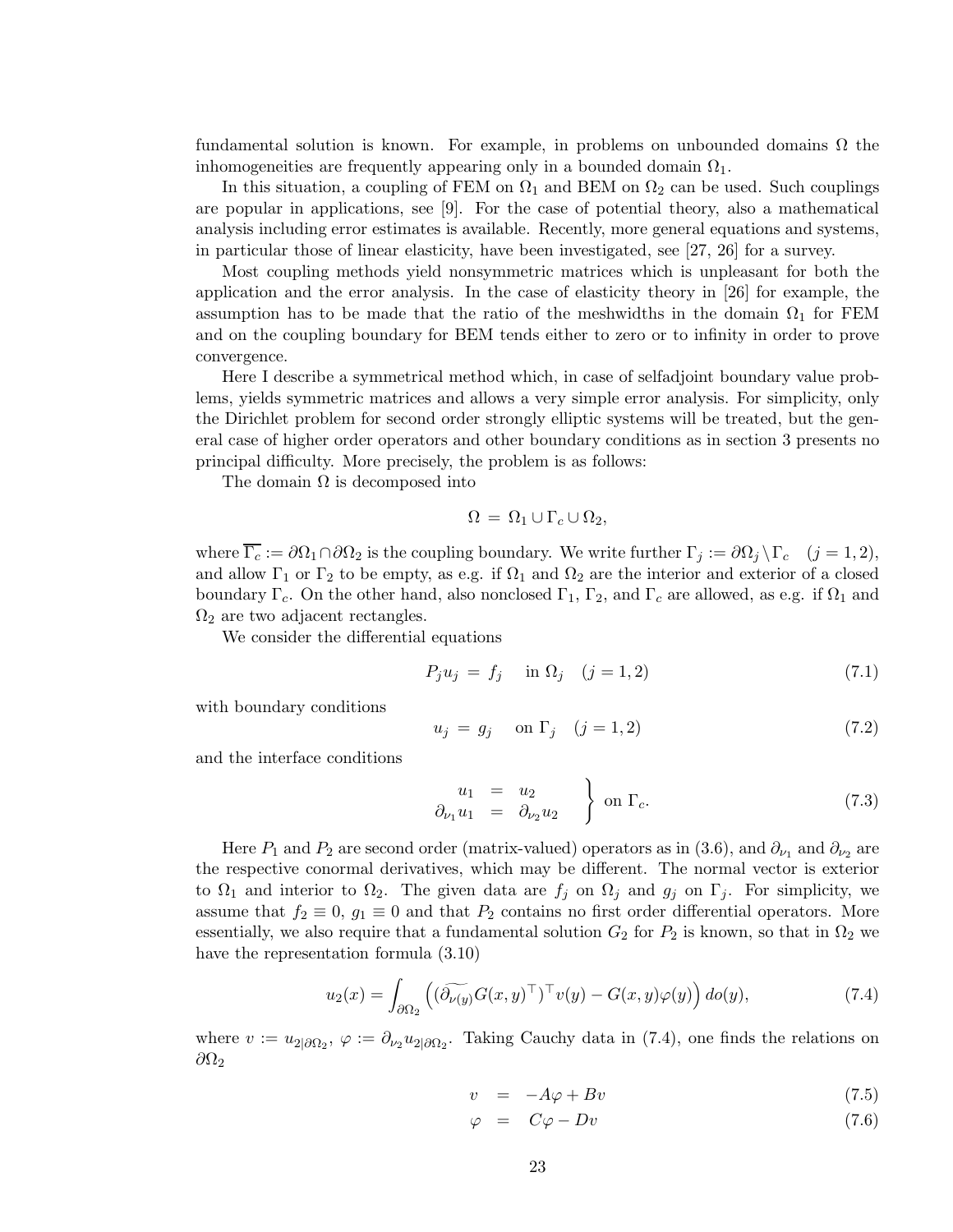fundamental solution is known. For example, in problems on unbounded domains $\Omega$ the inhomogeneities are frequently appearing only in a bounded domain $\Omega_1$.

In this situation, a coupling of FEM on $\Omega_1$ and BEM on $\Omega_2$ can be used. Such couplings are popular in applications, see [9]. For the case of potential theory, also a mathematical analysis including error estimates is available. Recently, more general equations and systems, in particular those of linear elasticity, have been investigated, see [27, 26] for a survey.

Most coupling methods yield nonsymmetric matrices which is unpleasant for both the application and the error analysis. In the case of elasticity theory in [26] for example, the assumption has to be made that the ratio of the meshwidths in the domain $\Omega_1$ for FEM and on the coupling boundary for BEM tends either to zero or to infinity in order to prove convergence.

Here I describe a symmetrical method which, in case of selfadjoint boundary value problems, yields symmetric matrices and allows a very simple error analysis. For simplicity, only the Dirichlet problem for second order strongly elliptic systems will be treated, but the general case of higher order operators and other boundary conditions as in section 3 presents no principal difficulty. More precisely, the problem is as follows:

The domain $\Omega$ is decomposed into

$$\Omega \;=\; \Omega_1 \cup \Gamma_c \cup \Omega_2,$$

where $\overline{\Gamma_c} := \partial\Omega_1 \cap \partial\Omega_2$ is the coupling boundary. We write further $\Gamma_j := \partial\Omega_j \setminus \Gamma_c \quad (j = 1, 2)$, and allow $\Gamma_1$ or $\Gamma_2$ to be empty, as e.g. if $\Omega_1$ and $\Omega_2$ are the interior and exterior of a closed boundary $\Gamma_c$. On the other hand, also nonclosed $\Gamma_1$, $\Gamma_2$, and $\Gamma_c$ are allowed, as e.g. if $\Omega_1$ and $\Omega_2$ are two adjacent rectangles.

We consider the differential equations

$$P_j u_j \;=\; f_j \quad \text{ in } \Omega_j \quad (j = 1, 2) \tag{7.1}$$

with boundary conditions

$$u_j \;=\; g_j \quad \text{ on } \Gamma_j \quad (j = 1, 2) \tag{7.2}$$

and the interface conditions

$$\left.\begin{array}{rcl} u_1 & = & u_2 \\ \partial_{\nu_1} u_1 & = & \partial_{\nu_2} u_2 \end{array}\right\} \text{ on } \Gamma_c. \tag{7.3}$$

Here $P_1$ and $P_2$ are second order (matrix-valued) operators as in (3.6), and $\partial_{\nu_1}$ and $\partial_{\nu_2}$ are the respective conormal derivatives, which may be different. The normal vector is exterior to $\Omega_1$ and interior to $\Omega_2$. The given data are $f_j$ on $\Omega_j$ and $g_j$ on $\Gamma_j$. For simplicity, we assume that $f_2 \equiv 0$, $g_1 \equiv 0$ and that $P_2$ contains no first order differential operators. More essentially, we also require that a fundamental solution $G_2$ for $P_2$ is known, so that in $\Omega_2$ we have the representation formula (3.10)

$$u_2(x) = \int_{\partial\Omega_2} \left( (\widetilde{\partial_{\nu(y)}} G(x,y)^\top)^\top v(y) - G(x,y)\varphi(y) \right) do(y), \tag{7.4}$$

where $v := u_{2|\partial\Omega_2}$, $\varphi := \partial_{\nu_2} u_{2|\partial\Omega_2}$. Taking Cauchy data in (7.4), one finds the relations on $\partial\Omega_2$

$$v \;=\; -A\varphi + Bv \tag{7.5}$$

$$\varphi \;=\; C\varphi - Dv \tag{7.6}$$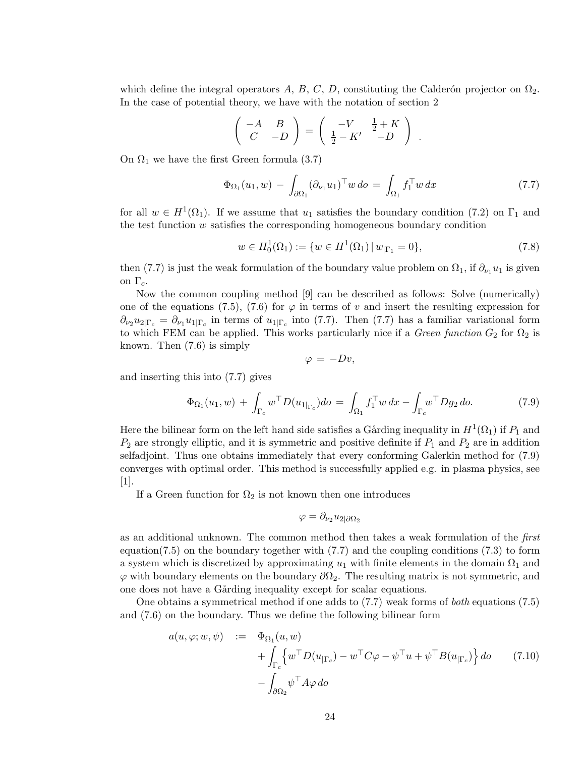which define the integral operators $A$, $B$, $C$, $D$, constituting the Calderón projector on $\Omega_2$. In the case of potential theory, we have with the notation of section 2

$$\begin{pmatrix} -A & B \\ C & -D \end{pmatrix} = \begin{pmatrix} -V & \frac{1}{2}+K \\ \frac{1}{2}-K' & -D \end{pmatrix} .$$

On $\Omega_1$ we have the first Green formula (3.7)

$$\Phi_{\Omega_1}(u_1, w) - \int_{\partial\Omega_1} (\partial_{\nu_1} u_1)^\top w \, do = \int_{\Omega_1} f_1^\top w \, dx \tag{7.7}$$

for all $w \in H^1(\Omega_1)$. If we assume that $u_1$ satisfies the boundary condition (7.2) on $\Gamma_1$ and the test function $w$ satisfies the corresponding homogeneous boundary condition

$$w \in H_0^1(\Omega_1) := \{w \in H^1(\Omega_1) \,|\, w_{|\Gamma_1} = 0\}, \tag{7.8}$$

then (7.7) is just the weak formulation of the boundary value problem on $\Omega_1$, if $\partial_{\nu_1} u_1$ is given on $\Gamma_c$.

Now the common coupling method [9] can be described as follows: Solve (numerically) one of the equations (7.5), (7.6) for $\varphi$ in terms of $v$ and insert the resulting expression for $\partial_{\nu_2} u_{2|\Gamma_c} = \partial_{\nu_1} u_{1|\Gamma_c}$ in terms of $u_{1|\Gamma_c}$ into (7.7). Then (7.7) has a familiar variational form to which FEM can be applied. This works particularly nice if a *Green function* $G_2$ for $\Omega_2$ is known. Then (7.6) is simply

$$\varphi = -Dv,$$

and inserting this into (7.7) gives

$$\Phi_{\Omega_1}(u_1, w) + \int_{\Gamma_c} w^\top D(u_{1|\Gamma_c}) do = \int_{\Omega_1} f_1^\top w \, dx - \int_{\Gamma_c} w^\top D g_2 \, do. \tag{7.9}$$

Here the bilinear form on the left hand side satisfies a Gårding inequality in $H^1(\Omega_1)$ if $P_1$ and $P_2$ are strongly elliptic, and it is symmetric and positive definite if $P_1$ and $P_2$ are in addition selfadjoint. Thus one obtains immediately that every conforming Galerkin method for (7.9) converges with optimal order. This method is successfully applied e.g. in plasma physics, see [1].

If a Green function for $\Omega_2$ is not known then one introduces

$$\varphi = \partial_{\nu_2} u_{2|\partial\Omega_2}$$

as an additional unknown. The common method then takes a weak formulation of the *first* equation(7.5) on the boundary together with (7.7) and the coupling conditions (7.3) to form a system which is discretized by approximating $u_1$ with finite elements in the domain $\Omega_1$ and $\varphi$ with boundary elements on the boundary $\partial\Omega_2$. The resulting matrix is not symmetric, and one does not have a Gårding inequality except for scalar equations.

One obtains a symmetrical method if one adds to (7.7) weak forms of *both* equations (7.5) and (7.6) on the boundary. Thus we define the following bilinear form

$$\begin{aligned} a(u, \varphi; w, \psi) \;:=\;& \Phi_{\Omega_1}(u, w) \\ &+ \int_{\Gamma_c} \left\{ w^\top D(u_{|\Gamma_c}) - w^\top C\varphi - \psi^\top u + \psi^\top B(u_{|\Gamma_c}) \right\} do \\ &- \int_{\partial\Omega_2} \psi^\top A\varphi \, do \end{aligned} \tag{7.10}$$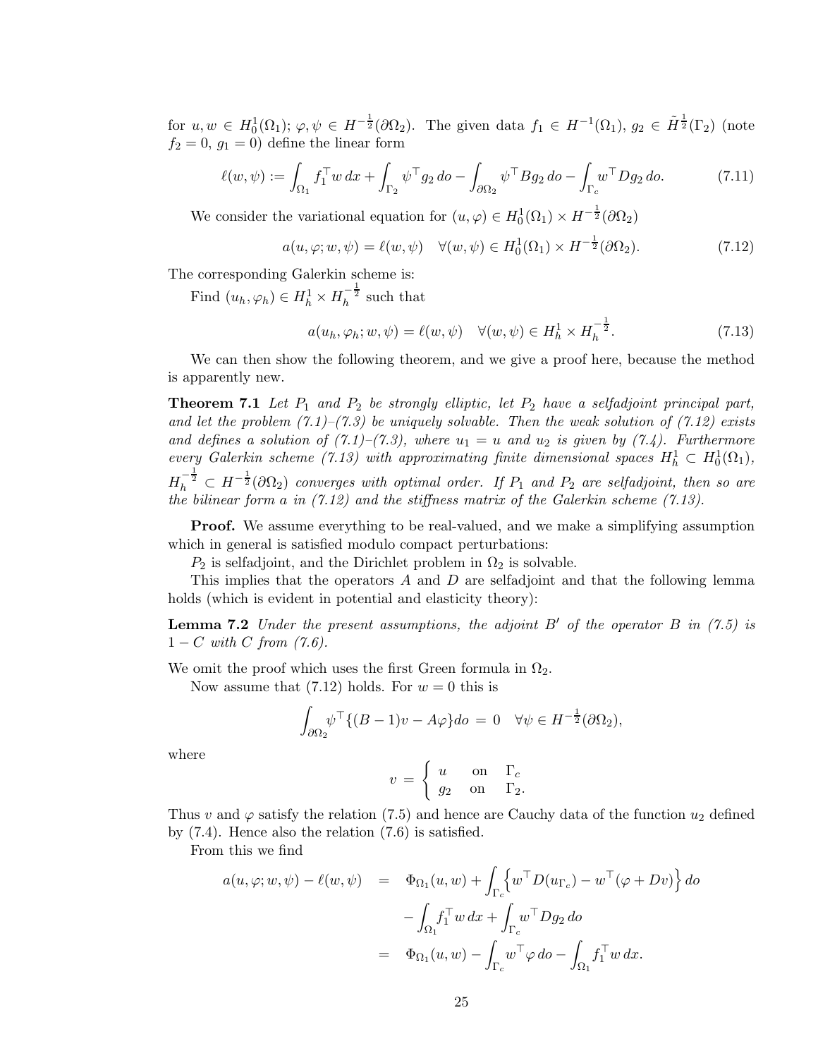for $u, w \in H_0^1(\Omega_1)$; $\varphi, \psi \in H^{-\frac{1}{2}}(\partial\Omega_2)$. The given data $f_1 \in H^{-1}(\Omega_1)$, $g_2 \in \tilde{H}^{\frac{1}{2}}(\Gamma_2)$ (note $f_2 = 0$, $g_1 = 0$) define the linear form

$$\ell(w,\psi) := \int_{\Omega_1} f_1^\top w \, dx + \int_{\Gamma_2} \psi^\top g_2 \, do - \int_{\partial\Omega_2} \psi^\top B g_2 \, do - \int_{\Gamma_c} w^\top D g_2 \, do. \tag{7.11}$$

We consider the variational equation for $(u,\varphi) \in H_0^1(\Omega_1) \times H^{-\frac{1}{2}}(\partial\Omega_2)$

$$a(u,\varphi; w,\psi) = \ell(w,\psi) \quad \forall (w,\psi) \in H_0^1(\Omega_1) \times H^{-\frac{1}{2}}(\partial\Omega_2). \tag{7.12}$$

The corresponding Galerkin scheme is:

Find $(u_h, \varphi_h) \in H_h^1 \times H_h^{-\frac{1}{2}}$ such that

$$a(u_h,\varphi_h; w,\psi) = \ell(w,\psi) \quad \forall (w,\psi) \in H_h^1 \times H_h^{-\frac{1}{2}}. \tag{7.13}$$

We can then show the following theorem, and we give a proof here, because the method is apparently new.

**Theorem 7.1** *Let $P_1$ and $P_2$ be strongly elliptic, let $P_2$ have a selfadjoint principal part, and let the problem (7.1)–(7.3) be uniquely solvable. Then the weak solution of (7.12) exists and defines a solution of (7.1)–(7.3), where $u_1 = u$ and $u_2$ is given by (7.4). Furthermore every Galerkin scheme (7.13) with approximating finite dimensional spaces $H_h^1 \subset H_0^1(\Omega_1)$, $H_h^{-\frac{1}{2}} \subset H^{-\frac{1}{2}}(\partial\Omega_2)$ converges with optimal order. If $P_1$ and $P_2$ are selfadjoint, then so are the bilinear form $a$ in (7.12) and the stiffness matrix of the Galerkin scheme (7.13).*

**Proof.** We assume everything to be real-valued, and we make a simplifying assumption which in general is satisfied modulo compact perturbations:

$P_2$ is selfadjoint, and the Dirichlet problem in $\Omega_2$ is solvable.

This implies that the operators $A$ and $D$ are selfadjoint and that the following lemma holds (which is evident in potential and elasticity theory):

**Lemma 7.2** *Under the present assumptions, the adjoint $B'$ of the operator $B$ in (7.5) is $1 - C$ with $C$ from (7.6).*

We omit the proof which uses the first Green formula in $\Omega_2$.

Now assume that (7.12) holds. For $w = 0$ this is

$$\int_{\partial\Omega_2} \psi^\top \{(B-1)v - A\varphi\} do \;=\; 0 \quad \forall \psi \in H^{-\frac{1}{2}}(\partial\Omega_2),$$

where

$$v \;=\; \begin{cases} u & \text{on} \quad \Gamma_c \\ g_2 & \text{on} \quad \Gamma_2. \end{cases}$$

Thus $v$ and $\varphi$ satisfy the relation (7.5) and hence are Cauchy data of the function $u_2$ defined by (7.4). Hence also the relation (7.6) is satisfied.

From this we find

$$\begin{aligned} a(u,\varphi; w,\psi) - \ell(w,\psi) \;&=\; \Phi_{\Omega_1}(u,w) + \int_{\Gamma_c} \Big\{ w^\top D(u_{\Gamma_c}) - w^\top(\varphi + Dv) \Big\} do \\ &\quad - \int_{\Omega_1} f_1^\top w \, dx + \int_{\Gamma_c} w^\top D g_2 \, do \\ &=\; \Phi_{\Omega_1}(u,w) - \int_{\Gamma_c} w^\top \varphi \, do - \int_{\Omega_1} f_1^\top w \, dx. \end{aligned}$$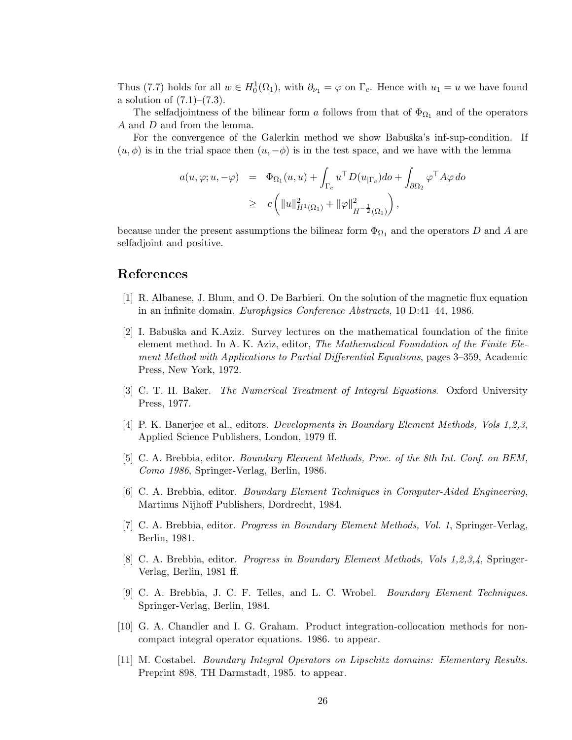Thus (7.7) holds for all $w \in H_0^1(\Omega_1)$, with $\partial_{\nu_1} = \varphi$ on $\Gamma_c$. Hence with $u_1 = u$ we have found a solution of (7.1)–(7.3).

The selfadjointness of the bilinear form $a$ follows from that of $\Phi_{\Omega_1}$ and of the operators $A$ and $D$ and from the lemma.

For the convergence of the Galerkin method we show Babuška's inf-sup-condition. If $(u, \phi)$ is in the trial space then $(u, -\phi)$ is in the test space, and we have with the lemma

$$
\begin{aligned}
a(u, \varphi; u, -\varphi) &= \Phi_{\Omega_1}(u, u) + \int_{\Gamma_c} u^\top D(u_{|\Gamma_c}) do + \int_{\partial\Omega_2} \varphi^\top A \varphi \, do \\
&\geq c \left( \|u\|^2_{H^1(\Omega_1)} + \|\varphi\|^2_{H^{-\frac{1}{2}}(\Omega_1)} \right),
\end{aligned}
$$

because under the present assumptions the bilinear form $\Phi_{\Omega_1}$ and the operators $D$ and $A$ are selfadjoint and positive.

# References

[1] R. Albanese, J. Blum, and O. De Barbieri. On the solution of the magnetic flux equation in an infinite domain. *Europhysics Conference Abstracts*, 10 D:41–44, 1986.

[2] I. Babuška and K.Aziz. Survey lectures on the mathematical foundation of the finite element method. In A. K. Aziz, editor, *The Mathematical Foundation of the Finite Element Method with Applications to Partial Differential Equations*, pages 3–359, Academic Press, New York, 1972.

[3] C. T. H. Baker. *The Numerical Treatment of Integral Equations*. Oxford University Press, 1977.

[4] P. K. Banerjee et al., editors. *Developments in Boundary Element Methods, Vols 1,2,3*, Applied Science Publishers, London, 1979 ff.

[5] C. A. Brebbia, editor. *Boundary Element Methods, Proc. of the 8th Int. Conf. on BEM, Como 1986*, Springer-Verlag, Berlin, 1986.

[6] C. A. Brebbia, editor. *Boundary Element Techniques in Computer-Aided Engineering*, Martinus Nijhoff Publishers, Dordrecht, 1984.

[7] C. A. Brebbia, editor. *Progress in Boundary Element Methods, Vol. 1*, Springer-Verlag, Berlin, 1981.

[8] C. A. Brebbia, editor. *Progress in Boundary Element Methods, Vols 1,2,3,4*, Springer-Verlag, Berlin, 1981 ff.

[9] C. A. Brebbia, J. C. F. Telles, and L. C. Wrobel. *Boundary Element Techniques*. Springer-Verlag, Berlin, 1984.

[10] G. A. Chandler and I. G. Graham. Product integration-collocation methods for noncompact integral operator equations. 1986. to appear.

[11] M. Costabel. *Boundary Integral Operators on Lipschitz domains: Elementary Results*. Preprint 898, TH Darmstadt, 1985. to appear.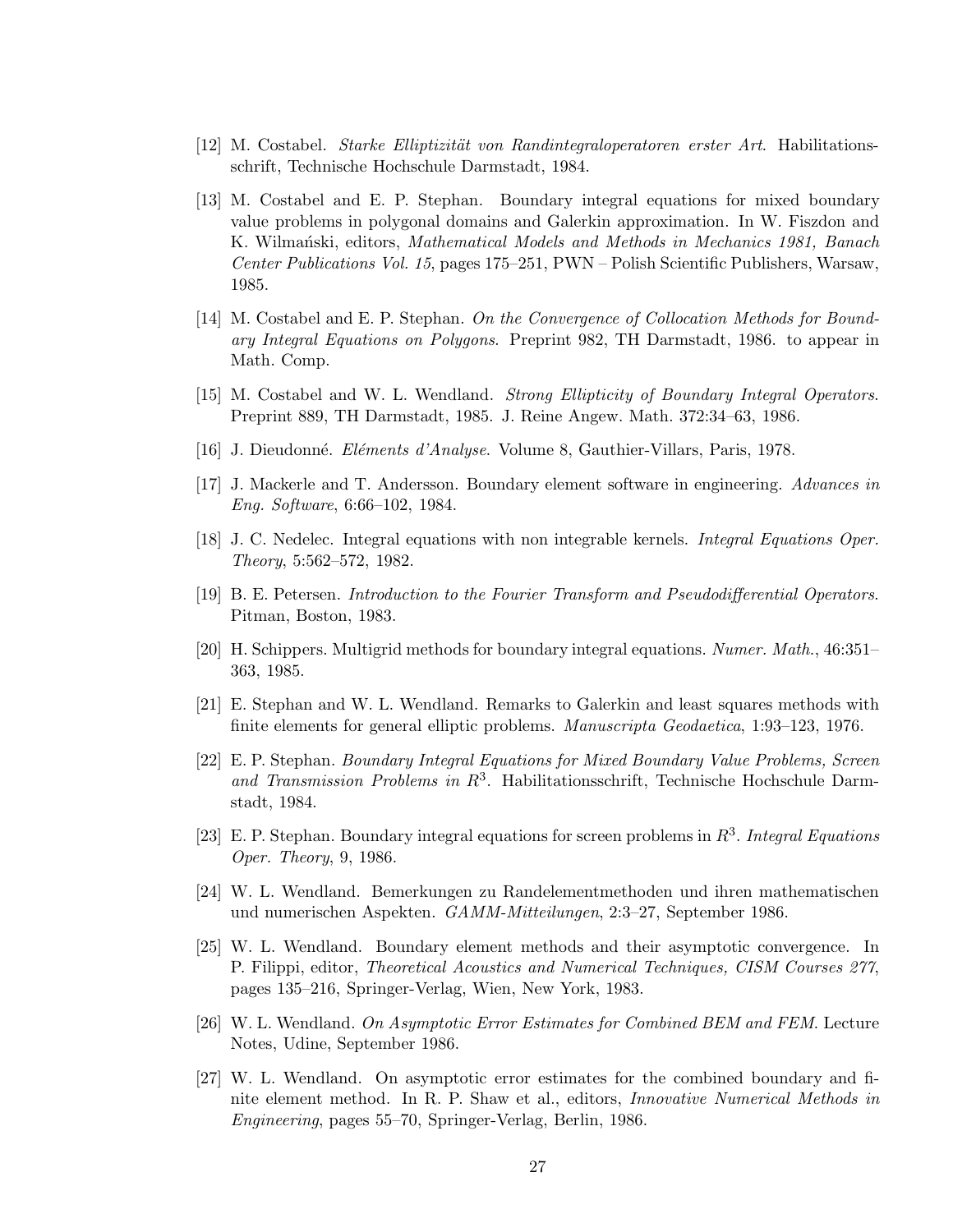[12] M. Costabel. *Starke Elliptizität von Randintegraloperatoren erster Art*. Habilitationsschrift, Technische Hochschule Darmstadt, 1984.

[13] M. Costabel and E. P. Stephan. Boundary integral equations for mixed boundary value problems in polygonal domains and Galerkin approximation. In W. Fiszdon and K. Wilmański, editors, *Mathematical Models and Methods in Mechanics 1981, Banach Center Publications Vol. 15*, pages 175–251, PWN – Polish Scientific Publishers, Warsaw, 1985.

[14] M. Costabel and E. P. Stephan. *On the Convergence of Collocation Methods for Boundary Integral Equations on Polygons*. Preprint 982, TH Darmstadt, 1986. to appear in Math. Comp.

[15] M. Costabel and W. L. Wendland. *Strong Ellipticity of Boundary Integral Operators*. Preprint 889, TH Darmstadt, 1985. J. Reine Angew. Math. 372:34–63, 1986.

[16] J. Dieudonné. *Eléments d'Analyse*. Volume 8, Gauthier-Villars, Paris, 1978.

[17] J. Mackerle and T. Andersson. Boundary element software in engineering. *Advances in Eng. Software*, 6:66–102, 1984.

[18] J. C. Nedelec. Integral equations with non integrable kernels. *Integral Equations Oper. Theory*, 5:562–572, 1982.

[19] B. E. Petersen. *Introduction to the Fourier Transform and Pseudodifferential Operators*. Pitman, Boston, 1983.

[20] H. Schippers. Multigrid methods for boundary integral equations. *Numer. Math.*, 46:351–363, 1985.

[21] E. Stephan and W. L. Wendland. Remarks to Galerkin and least squares methods with finite elements for general elliptic problems. *Manuscripta Geodaetica*, 1:93–123, 1976.

[22] E. P. Stephan. *Boundary Integral Equations for Mixed Boundary Value Problems, Screen and Transmission Problems in* $R^3$. Habilitationsschrift, Technische Hochschule Darmstadt, 1984.

[23] E. P. Stephan. Boundary integral equations for screen problems in $R^3$. *Integral Equations Oper. Theory*, 9, 1986.

[24] W. L. Wendland. Bemerkungen zu Randelementmethoden und ihren mathematischen und numerischen Aspekten. *GAMM-Mitteilungen*, 2:3–27, September 1986.

[25] W. L. Wendland. Boundary element methods and their asymptotic convergence. In P. Filippi, editor, *Theoretical Acoustics and Numerical Techniques, CISM Courses 277*, pages 135–216, Springer-Verlag, Wien, New York, 1983.

[26] W. L. Wendland. *On Asymptotic Error Estimates for Combined BEM and FEM*. Lecture Notes, Udine, September 1986.

[27] W. L. Wendland. On asymptotic error estimates for the combined boundary and finite element method. In R. P. Shaw et al., editors, *Innovative Numerical Methods in Engineering*, pages 55–70, Springer-Verlag, Berlin, 1986.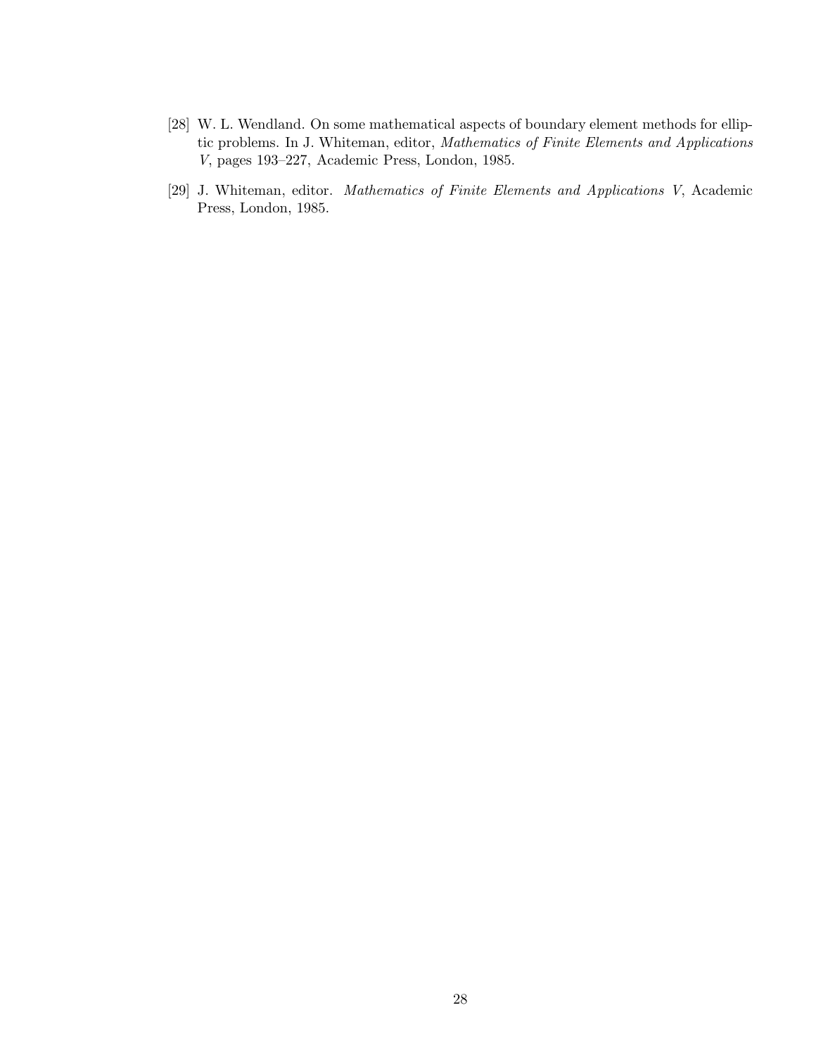[28] W. L. Wendland. On some mathematical aspects of boundary element methods for elliptic problems. In J. Whiteman, editor, *Mathematics of Finite Elements and Applications V*, pages 193–227, Academic Press, London, 1985.

[29] J. Whiteman, editor. *Mathematics of Finite Elements and Applications V*, Academic Press, London, 1985.